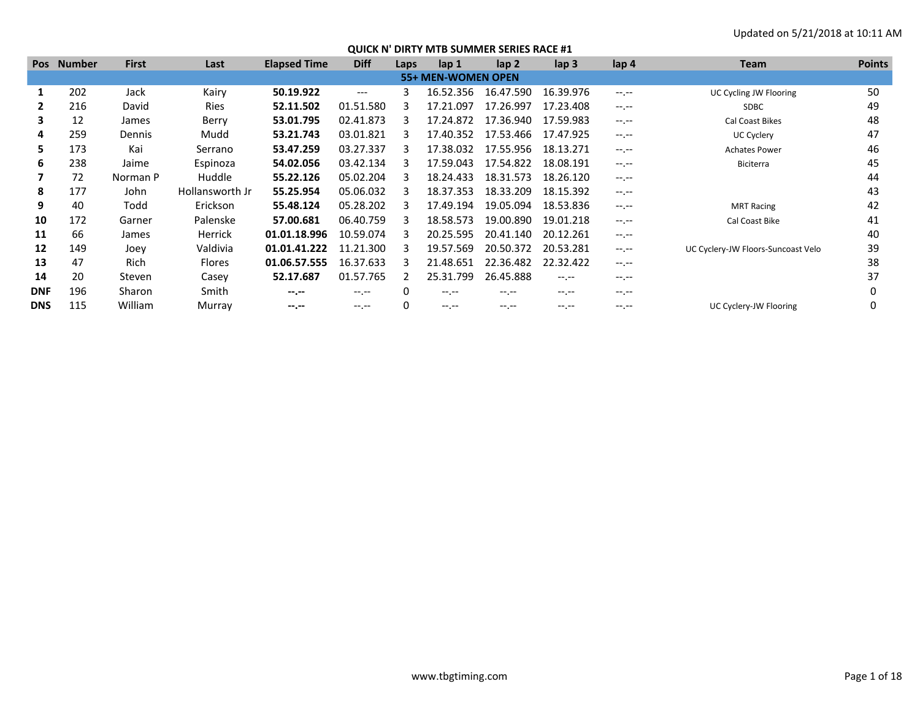Updated on 5/21/2018 at 10:11 AM

## QUICK N' DIRTY MTB SUMMER SERIES RACE #1

| Pos | Number | First | Last | Elapsed Time | Diff | Laps | lap 1 | lap 2 | lap 3 | lap 4 | Team | Points |
|---|---|---|---|---|---|---|---|---|---|---|---|---|
| **55+ MEN-WOMEN OPEN** | | | | | | | | | | | | |
| **1** | 202 | Jack | Kairy | **50.19.922** | --- | 3 | 16.52.356 | 16.47.590 | 16.39.976 | --.-- | UC Cycling JW Flooring | 50 |
| **2** | 216 | David | Ries | **52.11.502** | 01.51.580 | 3 | 17.21.097 | 17.26.997 | 17.23.408 | --.-- | SDBC | 49 |
| **3** | 12 | James | Berry | **53.01.795** | 02.41.873 | 3 | 17.24.872 | 17.36.940 | 17.59.983 | --.-- | Cal Coast Bikes | 48 |
| **4** | 259 | Dennis | Mudd | **53.21.743** | 03.01.821 | 3 | 17.40.352 | 17.53.466 | 17.47.925 | --.-- | UC Cyclery | 47 |
| **5** | 173 | Kai | Serrano | **53.47.259** | 03.27.337 | 3 | 17.38.032 | 17.55.956 | 18.13.271 | --.-- | Achates Power | 46 |
| **6** | 238 | Jaime | Espinoza | **54.02.056** | 03.42.134 | 3 | 17.59.043 | 17.54.822 | 18.08.191 | --.-- | Biciterra | 45 |
| **7** | 72 | Norman P | Huddle | **55.22.126** | 05.02.204 | 3 | 18.24.433 | 18.31.573 | 18.26.120 | --.-- | | 44 |
| **8** | 177 | John | Hollansworth Jr | **55.25.954** | 05.06.032 | 3 | 18.37.353 | 18.33.209 | 18.15.392 | --.-- | | 43 |
| **9** | 40 | Todd | Erickson | **55.48.124** | 05.28.202 | 3 | 17.49.194 | 19.05.094 | 18.53.836 | --.-- | MRT Racing | 42 |
| **10** | 172 | Garner | Palenske | **57.00.681** | 06.40.759 | 3 | 18.58.573 | 19.00.890 | 19.01.218 | --.-- | Cal Coast Bike | 41 |
| **11** | 66 | James | Herrick | **01.01.18.996** | 10.59.074 | 3 | 20.25.595 | 20.41.140 | 20.12.261 | --.-- | | 40 |
| **12** | 149 | Joey | Valdivia | **01.01.41.222** | 11.21.300 | 3 | 19.57.569 | 20.50.372 | 20.53.281 | --.-- | UC Cyclery-JW Floors-Suncoast Velo | 39 |
| **13** | 47 | Rich | Flores | **01.06.57.555** | 16.37.633 | 3 | 21.48.651 | 22.36.482 | 22.32.422 | --.-- | | 38 |
| **14** | 20 | Steven | Casey | **52.17.687** | 01.57.765 | 2 | 25.31.799 | 26.45.888 | --.-- | --.-- | | 37 |
| **DNF** | 196 | Sharon | Smith | **--.--** | --.-- | 0 | --.-- | --.-- | --.-- | --.-- | | 0 |
| **DNS** | 115 | William | Murray | **--.--** | --.-- | 0 | --.-- | --.-- | --.-- | --.-- | UC Cyclery-JW Flooring | 0 |

www.tbgtiming.com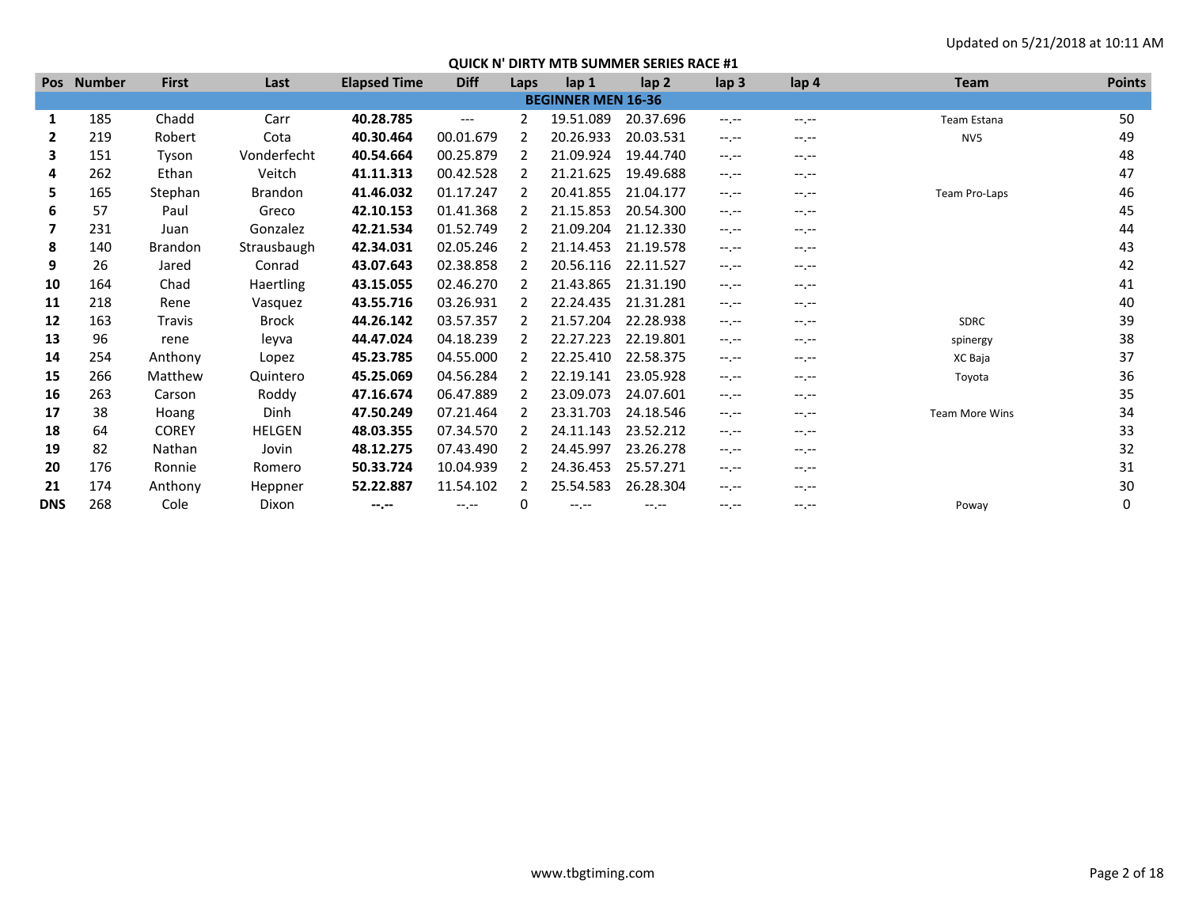Updated on 5/21/2018 at 10:11 AM

# QUICK N' DIRTY MTB SUMMER SERIES RACE #1

| Pos | Number | First | Last | Elapsed Time | Diff | Laps | lap 1 | lap 2 | lap 3 | lap 4 | Team | Points |
|---|---|---|---|---|---|---|---|---|---|---|---|---|
| **BEGINNER MEN 16-36** | | | | | | | | | | | | |
| **1** | 185 | Chadd | Carr | **40.28.785** | --- | 2 | 19.51.089 | 20.37.696 | --.-- | --.-- | Team Estana | 50 |
| **2** | 219 | Robert | Cota | **40.30.464** | 00.01.679 | 2 | 20.26.933 | 20.03.531 | --.-- | --.-- | NV5 | 49 |
| **3** | 151 | Tyson | Vonderfecht | **40.54.664** | 00.25.879 | 2 | 21.09.924 | 19.44.740 | --.-- | --.-- | | 48 |
| **4** | 262 | Ethan | Veitch | **41.11.313** | 00.42.528 | 2 | 21.21.625 | 19.49.688 | --.-- | --.-- | | 47 |
| **5** | 165 | Stephan | Brandon | **41.46.032** | 01.17.247 | 2 | 20.41.855 | 21.04.177 | --.-- | --.-- | Team Pro-Laps | 46 |
| **6** | 57 | Paul | Greco | **42.10.153** | 01.41.368 | 2 | 21.15.853 | 20.54.300 | --.-- | --.-- | | 45 |
| **7** | 231 | Juan | Gonzalez | **42.21.534** | 01.52.749 | 2 | 21.09.204 | 21.12.330 | --.-- | --.-- | | 44 |
| **8** | 140 | Brandon | Strausbaugh | **42.34.031** | 02.05.246 | 2 | 21.14.453 | 21.19.578 | --.-- | --.-- | | 43 |
| **9** | 26 | Jared | Conrad | **43.07.643** | 02.38.858 | 2 | 20.56.116 | 22.11.527 | --.-- | --.-- | | 42 |
| **10** | 164 | Chad | Haertling | **43.15.055** | 02.46.270 | 2 | 21.43.865 | 21.31.190 | --.-- | --.-- | | 41 |
| **11** | 218 | Rene | Vasquez | **43.55.716** | 03.26.931 | 2 | 22.24.435 | 21.31.281 | --.-- | --.-- | | 40 |
| **12** | 163 | Travis | Brock | **44.26.142** | 03.57.357 | 2 | 21.57.204 | 22.28.938 | --.-- | --.-- | SDRC | 39 |
| **13** | 96 | rene | leyva | **44.47.024** | 04.18.239 | 2 | 22.27.223 | 22.19.801 | --.-- | --.-- | spinergy | 38 |
| **14** | 254 | Anthony | Lopez | **45.23.785** | 04.55.000 | 2 | 22.25.410 | 22.58.375 | --.-- | --.-- | XC Baja | 37 |
| **15** | 266 | Matthew | Quintero | **45.25.069** | 04.56.284 | 2 | 22.19.141 | 23.05.928 | --.-- | --.-- | Toyota | 36 |
| **16** | 263 | Carson | Roddy | **47.16.674** | 06.47.889 | 2 | 23.09.073 | 24.07.601 | --.-- | --.-- | | 35 |
| **17** | 38 | Hoang | Dinh | **47.50.249** | 07.21.464 | 2 | 23.31.703 | 24.18.546 | --.-- | --.-- | Team More Wins | 34 |
| **18** | 64 | COREY | HELGEN | **48.03.355** | 07.34.570 | 2 | 24.11.143 | 23.52.212 | --.-- | --.-- | | 33 |
| **19** | 82 | Nathan | Jovin | **48.12.275** | 07.43.490 | 2 | 24.45.997 | 23.26.278 | --.-- | --.-- | | 32 |
| **20** | 176 | Ronnie | Romero | **50.33.724** | 10.04.939 | 2 | 24.36.453 | 25.57.271 | --.-- | --.-- | | 31 |
| **21** | 174 | Anthony | Heppner | **52.22.887** | 11.54.102 | 2 | 25.54.583 | 26.28.304 | --.-- | --.-- | | 30 |
| **DNS** | 268 | Cole | Dixon | **--.--** | --.-- | 0 | --.-- | --.-- | --.-- | --.-- | Poway | 0 |

www.tbgtiming.com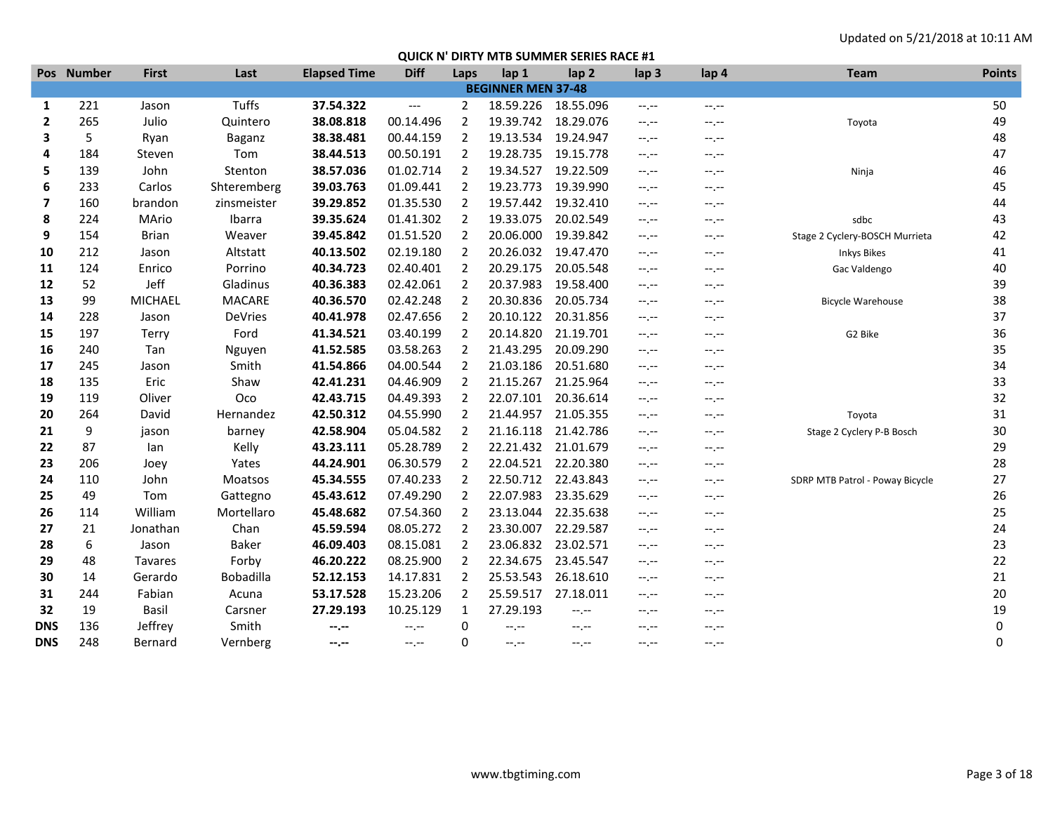Updated on 5/21/2018 at 10:11 AM

## QUICK N' DIRTY MTB SUMMER SERIES RACE #1

| Pos | Number | First | Last | Elapsed Time | Diff | Laps | lap 1 | lap 2 | lap 3 | lap 4 | Team | Points |
|---|---|---|---|---|---|---|---|---|---|---|---|---|
| **BEGINNER MEN 37-48** | | | | | | | | | | | | |
| **1** | 221 | Jason | Tuffs | **37.54.322** | --- | 2 | 18.59.226 | 18.55.096 | --.-- | --.-- | | 50 |
| **2** | 265 | Julio | Quintero | **38.08.818** | 00.14.496 | 2 | 19.39.742 | 18.29.076 | --.-- | --.-- | Toyota | 49 |
| **3** | 5 | Ryan | Baganz | **38.38.481** | 00.44.159 | 2 | 19.13.534 | 19.24.947 | --.-- | --.-- | | 48 |
| **4** | 184 | Steven | Tom | **38.44.513** | 00.50.191 | 2 | 19.28.735 | 19.15.778 | --.-- | --.-- | | 47 |
| **5** | 139 | John | Stenton | **38.57.036** | 01.02.714 | 2 | 19.34.527 | 19.22.509 | --.-- | --.-- | Ninja | 46 |
| **6** | 233 | Carlos | Shteremberg | **39.03.763** | 01.09.441 | 2 | 19.23.773 | 19.39.990 | --.-- | --.-- | | 45 |
| **7** | 160 | brandon | zinsmeister | **39.29.852** | 01.35.530 | 2 | 19.57.442 | 19.32.410 | --.-- | --.-- | | 44 |
| **8** | 224 | MArio | Ibarra | **39.35.624** | 01.41.302 | 2 | 19.33.075 | 20.02.549 | --.-- | --.-- | sdbc | 43 |
| **9** | 154 | Brian | Weaver | **39.45.842** | 01.51.520 | 2 | 20.06.000 | 19.39.842 | --.-- | --.-- | Stage 2 Cyclery-BOSCH Murrieta | 42 |
| **10** | 212 | Jason | Altstatt | **40.13.502** | 02.19.180 | 2 | 20.26.032 | 19.47.470 | --.-- | --.-- | Inkys Bikes | 41 |
| **11** | 124 | Enrico | Porrino | **40.34.723** | 02.40.401 | 2 | 20.29.175 | 20.05.548 | --.-- | --.-- | Gac Valdengo | 40 |
| **12** | 52 | Jeff | Gladinus | **40.36.383** | 02.42.061 | 2 | 20.37.983 | 19.58.400 | --.-- | --.-- | | 39 |
| **13** | 99 | MICHAEL | MACARE | **40.36.570** | 02.42.248 | 2 | 20.30.836 | 20.05.734 | --.-- | --.-- | Bicycle Warehouse | 38 |
| **14** | 228 | Jason | DeVries | **40.41.978** | 02.47.656 | 2 | 20.10.122 | 20.31.856 | --.-- | --.-- | | 37 |
| **15** | 197 | Terry | Ford | **41.34.521** | 03.40.199 | 2 | 20.14.820 | 21.19.701 | --.-- | --.-- | G2 Bike | 36 |
| **16** | 240 | Tan | Nguyen | **41.52.585** | 03.58.263 | 2 | 21.43.295 | 20.09.290 | --.-- | --.-- | | 35 |
| **17** | 245 | Jason | Smith | **41.54.866** | 04.00.544 | 2 | 21.03.186 | 20.51.680 | --.-- | --.-- | | 34 |
| **18** | 135 | Eric | Shaw | **42.41.231** | 04.46.909 | 2 | 21.15.267 | 21.25.964 | --.-- | --.-- | | 33 |
| **19** | 119 | Oliver | Oco | **42.43.715** | 04.49.393 | 2 | 22.07.101 | 20.36.614 | --.-- | --.-- | | 32 |
| **20** | 264 | David | Hernandez | **42.50.312** | 04.55.990 | 2 | 21.44.957 | 21.05.355 | --.-- | --.-- | Toyota | 31 |
| **21** | 9 | jason | barney | **42.58.904** | 05.04.582 | 2 | 21.16.118 | 21.42.786 | --.-- | --.-- | Stage 2 Cyclery P-B Bosch | 30 |
| **22** | 87 | Ian | Kelly | **43.23.111** | 05.28.789 | 2 | 22.21.432 | 21.01.679 | --.-- | --.-- | | 29 |
| **23** | 206 | Joey | Yates | **44.24.901** | 06.30.579 | 2 | 22.04.521 | 22.20.380 | --.-- | --.-- | | 28 |
| **24** | 110 | John | Moatsos | **45.34.555** | 07.40.233 | 2 | 22.50.712 | 22.43.843 | --.-- | --.-- | SDRP MTB Patrol - Poway Bicycle | 27 |
| **25** | 49 | Tom | Gattegno | **45.43.612** | 07.49.290 | 2 | 22.07.983 | 23.35.629 | --.-- | --.-- | | 26 |
| **26** | 114 | William | Mortellaro | **45.48.682** | 07.54.360 | 2 | 23.13.044 | 22.35.638 | --.-- | --.-- | | 25 |
| **27** | 21 | Jonathan | Chan | **45.59.594** | 08.05.272 | 2 | 23.30.007 | 22.29.587 | --.-- | --.-- | | 24 |
| **28** | 6 | Jason | Baker | **46.09.403** | 08.15.081 | 2 | 23.06.832 | 23.02.571 | --.-- | --.-- | | 23 |
| **29** | 48 | Tavares | Forby | **46.20.222** | 08.25.900 | 2 | 22.34.675 | 23.45.547 | --.-- | --.-- | | 22 |
| **30** | 14 | Gerardo | Bobadilla | **52.12.153** | 14.17.831 | 2 | 25.53.543 | 26.18.610 | --.-- | --.-- | | 21 |
| **31** | 244 | Fabian | Acuna | **53.17.528** | 15.23.206 | 2 | 25.59.517 | 27.18.011 | --.-- | --.-- | | 20 |
| **32** | 19 | Basil | Carsner | **27.29.193** | 10.25.129 | 1 | 27.29.193 | --.-- | --.-- | --.-- | | 19 |
| **DNS** | 136 | Jeffrey | Smith | **--.--** | --.-- | 0 | --.-- | --.-- | --.-- | --.-- | | 0 |
| **DNS** | 248 | Bernard | Vernberg | **--.--** | --.-- | 0 | --.-- | --.-- | --.-- | --.-- | | 0 |

www.tbgtiming.com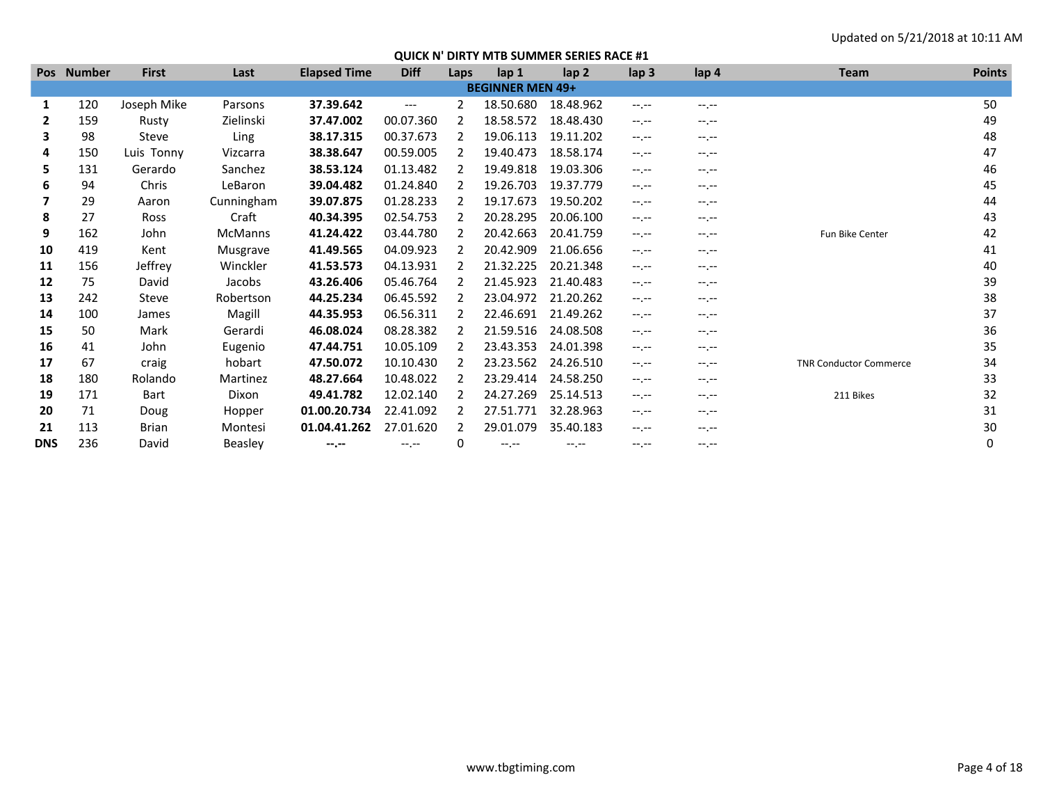Updated on 5/21/2018 at 10:11 AM

## QUICK N' DIRTY MTB SUMMER SERIES RACE #1

| Pos | Number | First | Last | Elapsed Time | Diff | Laps | lap 1 | lap 2 | lap 3 | lap 4 | Team | Points |
|---|---|---|---|---|---|---|---|---|---|---|---|---|
| **BEGINNER MEN 49+** | | | | | | | | | | | | |
| **1** | 120 | Joseph Mike | Parsons | **37.39.642** | --- | 2 | 18.50.680 | 18.48.962 | --.-- | --.-- | | 50 |
| **2** | 159 | Rusty | Zielinski | **37.47.002** | 00.07.360 | 2 | 18.58.572 | 18.48.430 | --.-- | --.-- | | 49 |
| **3** | 98 | Steve | Ling | **38.17.315** | 00.37.673 | 2 | 19.06.113 | 19.11.202 | --.-- | --.-- | | 48 |
| **4** | 150 | Luis Tonny | Vizcarra | **38.38.647** | 00.59.005 | 2 | 19.40.473 | 18.58.174 | --.-- | --.-- | | 47 |
| **5** | 131 | Gerardo | Sanchez | **38.53.124** | 01.13.482 | 2 | 19.49.818 | 19.03.306 | --.-- | --.-- | | 46 |
| **6** | 94 | Chris | LeBaron | **39.04.482** | 01.24.840 | 2 | 19.26.703 | 19.37.779 | --.-- | --.-- | | 45 |
| **7** | 29 | Aaron | Cunningham | **39.07.875** | 01.28.233 | 2 | 19.17.673 | 19.50.202 | --.-- | --.-- | | 44 |
| **8** | 27 | Ross | Craft | **40.34.395** | 02.54.753 | 2 | 20.28.295 | 20.06.100 | --.-- | --.-- | | 43 |
| **9** | 162 | John | McManns | **41.24.422** | 03.44.780 | 2 | 20.42.663 | 20.41.759 | --.-- | --.-- | Fun Bike Center | 42 |
| **10** | 419 | Kent | Musgrave | **41.49.565** | 04.09.923 | 2 | 20.42.909 | 21.06.656 | --.-- | --.-- | | 41 |
| **11** | 156 | Jeffrey | Winckler | **41.53.573** | 04.13.931 | 2 | 21.32.225 | 20.21.348 | --.-- | --.-- | | 40 |
| **12** | 75 | David | Jacobs | **43.26.406** | 05.46.764 | 2 | 21.45.923 | 21.40.483 | --.-- | --.-- | | 39 |
| **13** | 242 | Steve | Robertson | **44.25.234** | 06.45.592 | 2 | 23.04.972 | 21.20.262 | --.-- | --.-- | | 38 |
| **14** | 100 | James | Magill | **44.35.953** | 06.56.311 | 2 | 22.46.691 | 21.49.262 | --.-- | --.-- | | 37 |
| **15** | 50 | Mark | Gerardi | **46.08.024** | 08.28.382 | 2 | 21.59.516 | 24.08.508 | --.-- | --.-- | | 36 |
| **16** | 41 | John | Eugenio | **47.44.751** | 10.05.109 | 2 | 23.43.353 | 24.01.398 | --.-- | --.-- | | 35 |
| **17** | 67 | craig | hobart | **47.50.072** | 10.10.430 | 2 | 23.23.562 | 24.26.510 | --.-- | --.-- | TNR Conductor Commerce | 34 |
| **18** | 180 | Rolando | Martinez | **48.27.664** | 10.48.022 | 2 | 23.29.414 | 24.58.250 | --.-- | --.-- | | 33 |
| **19** | 171 | Bart | Dixon | **49.41.782** | 12.02.140 | 2 | 24.27.269 | 25.14.513 | --.-- | --.-- | 211 Bikes | 32 |
| **20** | 71 | Doug | Hopper | **01.00.20.734** | 22.41.092 | 2 | 27.51.771 | 32.28.963 | --.-- | --.-- | | 31 |
| **21** | 113 | Brian | Montesi | **01.04.41.262** | 27.01.620 | 2 | 29.01.079 | 35.40.183 | --.-- | --.-- | | 30 |
| **DNS** | 236 | David | Beasley | **--.--** | --.-- | 0 | --.-- | --.-- | --.-- | --.-- | | 0 |

www.tbgtiming.com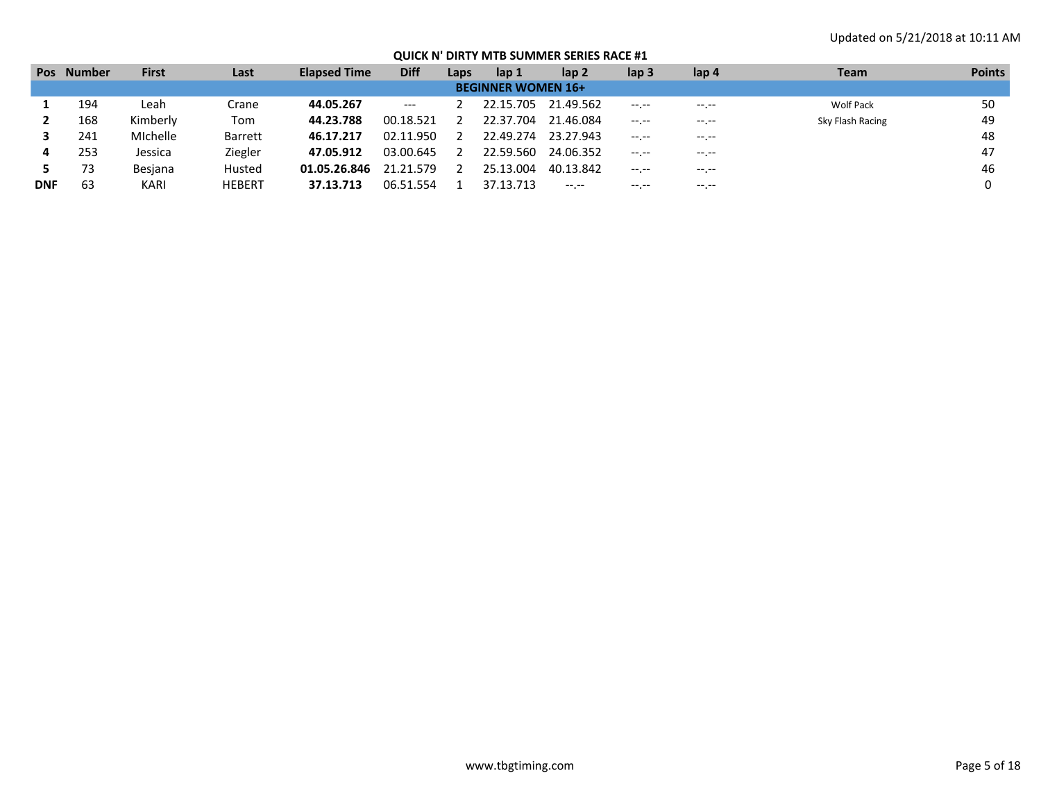Updated on 5/21/2018 at 10:11 AM

## QUICK N' DIRTY MTB SUMMER SERIES RACE #1

| Pos | Number | First | Last | Elapsed Time | Diff | Laps | lap 1 | lap 2 | lap 3 | lap 4 | Team | Points |
|---|---|---|---|---|---|---|---|---|---|---|---|---|
| **BEGINNER WOMEN 16+** | | | | | | | | | | | | |
| **1** | 194 | Leah | Crane | **44.05.267** | --- | 2 | 22.15.705 | 21.49.562 | --.-- | --.-- | Wolf Pack | 50 |
| **2** | 168 | Kimberly | Tom | **44.23.788** | 00.18.521 | 2 | 22.37.704 | 21.46.084 | --.-- | --.-- | Sky Flash Racing | 49 |
| **3** | 241 | MIchelle | Barrett | **46.17.217** | 02.11.950 | 2 | 22.49.274 | 23.27.943 | --.-- | --.-- | | 48 |
| **4** | 253 | Jessica | Ziegler | **47.05.912** | 03.00.645 | 2 | 22.59.560 | 24.06.352 | --.-- | --.-- | | 47 |
| **5** | 73 | Besjana | Husted | **01.05.26.846** | 21.21.579 | 2 | 25.13.004 | 40.13.842 | --.-- | --.-- | | 46 |
| **DNF** | 63 | KARI | HEBERT | **37.13.713** | 06.51.554 | 1 | 37.13.713 | --.-- | --.-- | --.-- | | 0 |

www.tbgtiming.com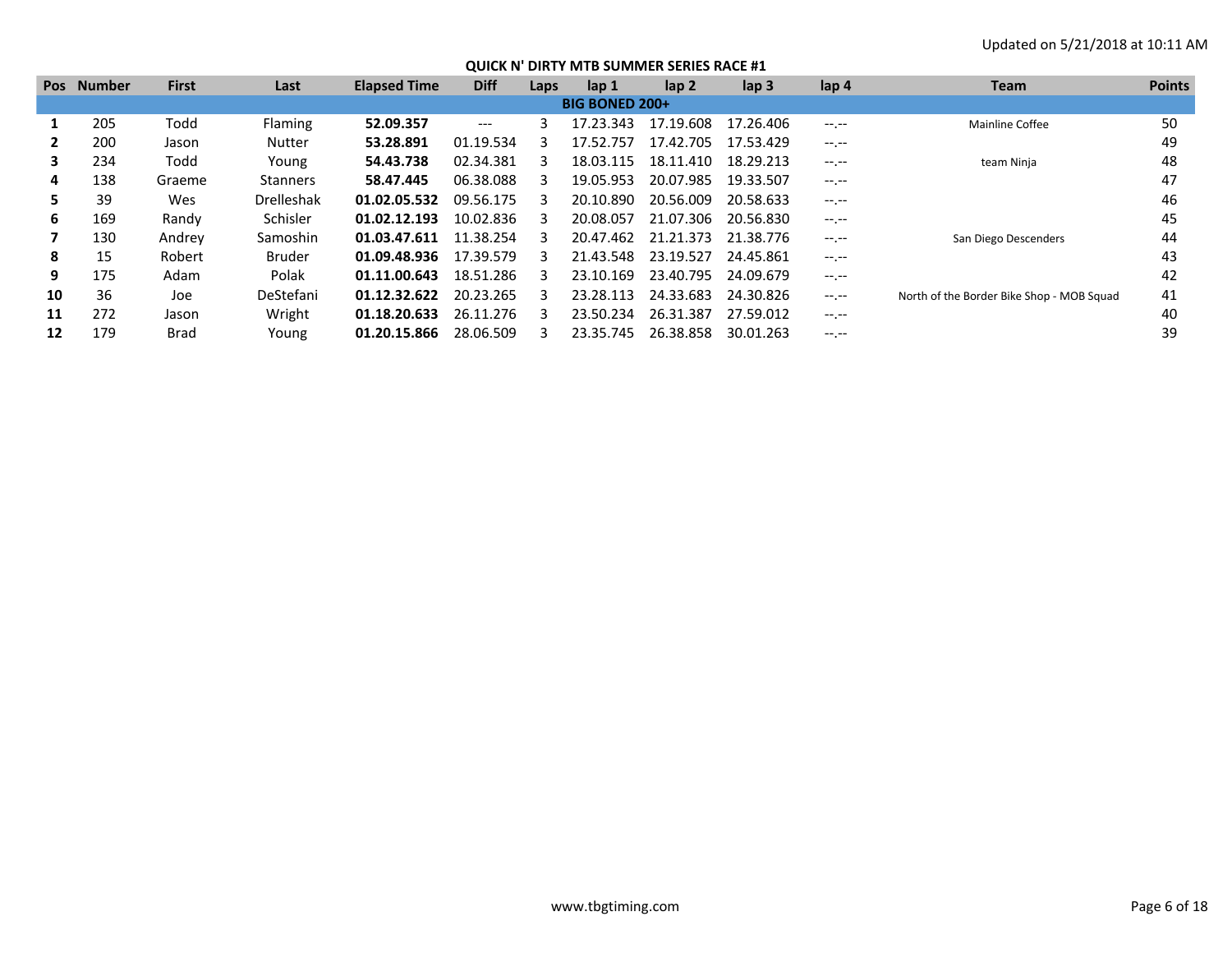Updated on 5/21/2018 at 10:11 AM

## QUICK N' DIRTY MTB SUMMER SERIES RACE #1

| Pos | Number | First | Last | Elapsed Time | Diff | Laps | lap 1 | lap 2 | lap 3 | lap 4 | Team | Points |
|---|---|---|---|---|---|---|---|---|---|---|---|---|
| **BIG BONED 200+** | | | | | | | | | | | | |
| **1** | 205 | Todd | Flaming | **52.09.357** | --- | 3 | 17.23.343 | 17.19.608 | 17.26.406 | --.-- | Mainline Coffee | 50 |
| **2** | 200 | Jason | Nutter | **53.28.891** | 01.19.534 | 3 | 17.52.757 | 17.42.705 | 17.53.429 | --.-- | | 49 |
| **3** | 234 | Todd | Young | **54.43.738** | 02.34.381 | 3 | 18.03.115 | 18.11.410 | 18.29.213 | --.-- | team Ninja | 48 |
| **4** | 138 | Graeme | Stanners | **58.47.445** | 06.38.088 | 3 | 19.05.953 | 20.07.985 | 19.33.507 | --.-- | | 47 |
| **5** | 39 | Wes | Drelleshak | **01.02.05.532** | 09.56.175 | 3 | 20.10.890 | 20.56.009 | 20.58.633 | --.-- | | 46 |
| **6** | 169 | Randy | Schisler | **01.02.12.193** | 10.02.836 | 3 | 20.08.057 | 21.07.306 | 20.56.830 | --.-- | | 45 |
| **7** | 130 | Andrey | Samoshin | **01.03.47.611** | 11.38.254 | 3 | 20.47.462 | 21.21.373 | 21.38.776 | --.-- | San Diego Descenders | 44 |
| **8** | 15 | Robert | Bruder | **01.09.48.936** | 17.39.579 | 3 | 21.43.548 | 23.19.527 | 24.45.861 | --.-- | | 43 |
| **9** | 175 | Adam | Polak | **01.11.00.643** | 18.51.286 | 3 | 23.10.169 | 23.40.795 | 24.09.679 | --.-- | | 42 |
| **10** | 36 | Joe | DeStefani | **01.12.32.622** | 20.23.265 | 3 | 23.28.113 | 24.33.683 | 24.30.826 | --.-- | North of the Border Bike Shop - MOB Squad | 41 |
| **11** | 272 | Jason | Wright | **01.18.20.633** | 26.11.276 | 3 | 23.50.234 | 26.31.387 | 27.59.012 | --.-- | | 40 |
| **12** | 179 | Brad | Young | **01.20.15.866** | 28.06.509 | 3 | 23.35.745 | 26.38.858 | 30.01.263 | --.-- | | 39 |

www.tbgtiming.com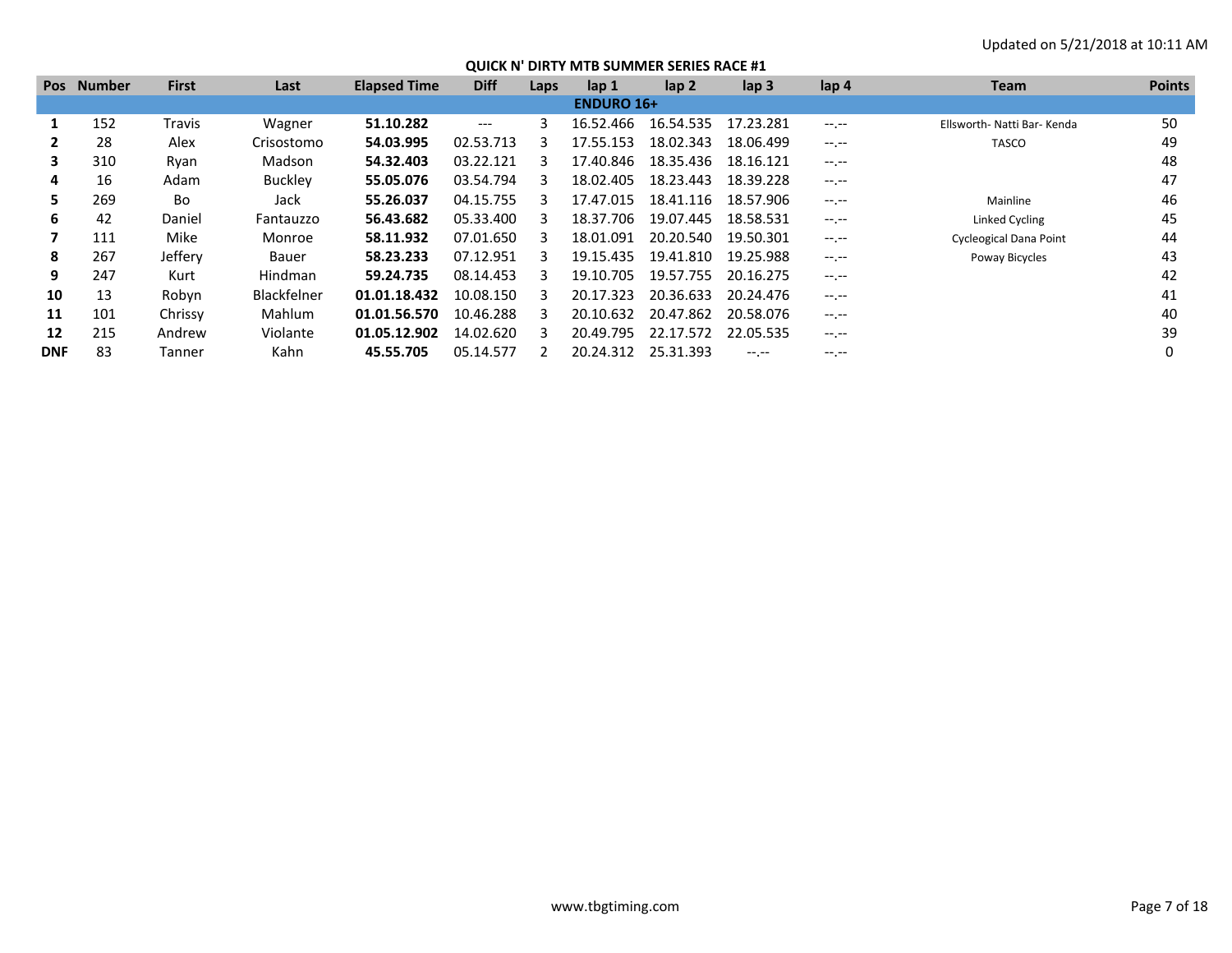Updated on 5/21/2018 at 10:11 AM

## QUICK N' DIRTY MTB SUMMER SERIES RACE #1

| Pos | Number | First | Last | Elapsed Time | Diff | Laps | lap 1 | lap 2 | lap 3 | lap 4 | Team | Points |
|---|---|---|---|---|---|---|---|---|---|---|---|---|
| **ENDURO 16+** | | | | | | | | | | | | |
| **1** | 152 | Travis | Wagner | **51.10.282** | --- | 3 | 16.52.466 | 16.54.535 | 17.23.281 | --.-- | Ellsworth- Natti Bar- Kenda | 50 |
| **2** | 28 | Alex | Crisostomo | **54.03.995** | 02.53.713 | 3 | 17.55.153 | 18.02.343 | 18.06.499 | --.-- | TASCO | 49 |
| **3** | 310 | Ryan | Madson | **54.32.403** | 03.22.121 | 3 | 17.40.846 | 18.35.436 | 18.16.121 | --.-- | | 48 |
| **4** | 16 | Adam | Buckley | **55.05.076** | 03.54.794 | 3 | 18.02.405 | 18.23.443 | 18.39.228 | --.-- | | 47 |
| **5** | 269 | Bo | Jack | **55.26.037** | 04.15.755 | 3 | 17.47.015 | 18.41.116 | 18.57.906 | --.-- | Mainline | 46 |
| **6** | 42 | Daniel | Fantauzzo | **56.43.682** | 05.33.400 | 3 | 18.37.706 | 19.07.445 | 18.58.531 | --.-- | Linked Cycling | 45 |
| **7** | 111 | Mike | Monroe | **58.11.932** | 07.01.650 | 3 | 18.01.091 | 20.20.540 | 19.50.301 | --.-- | Cycleogical Dana Point | 44 |
| **8** | 267 | Jeffery | Bauer | **58.23.233** | 07.12.951 | 3 | 19.15.435 | 19.41.810 | 19.25.988 | --.-- | Poway Bicycles | 43 |
| **9** | 247 | Kurt | Hindman | **59.24.735** | 08.14.453 | 3 | 19.10.705 | 19.57.755 | 20.16.275 | --.-- | | 42 |
| **10** | 13 | Robyn | Blackfelner | **01.01.18.432** | 10.08.150 | 3 | 20.17.323 | 20.36.633 | 20.24.476 | --.-- | | 41 |
| **11** | 101 | Chrissy | Mahlum | **01.01.56.570** | 10.46.288 | 3 | 20.10.632 | 20.47.862 | 20.58.076 | --.-- | | 40 |
| **12** | 215 | Andrew | Violante | **01.05.12.902** | 14.02.620 | 3 | 20.49.795 | 22.17.572 | 22.05.535 | --.-- | | 39 |
| **DNF** | 83 | Tanner | Kahn | **45.55.705** | 05.14.577 | 2 | 20.24.312 | 25.31.393 | --.-- | --.-- | | 0 |

www.tbgtiming.com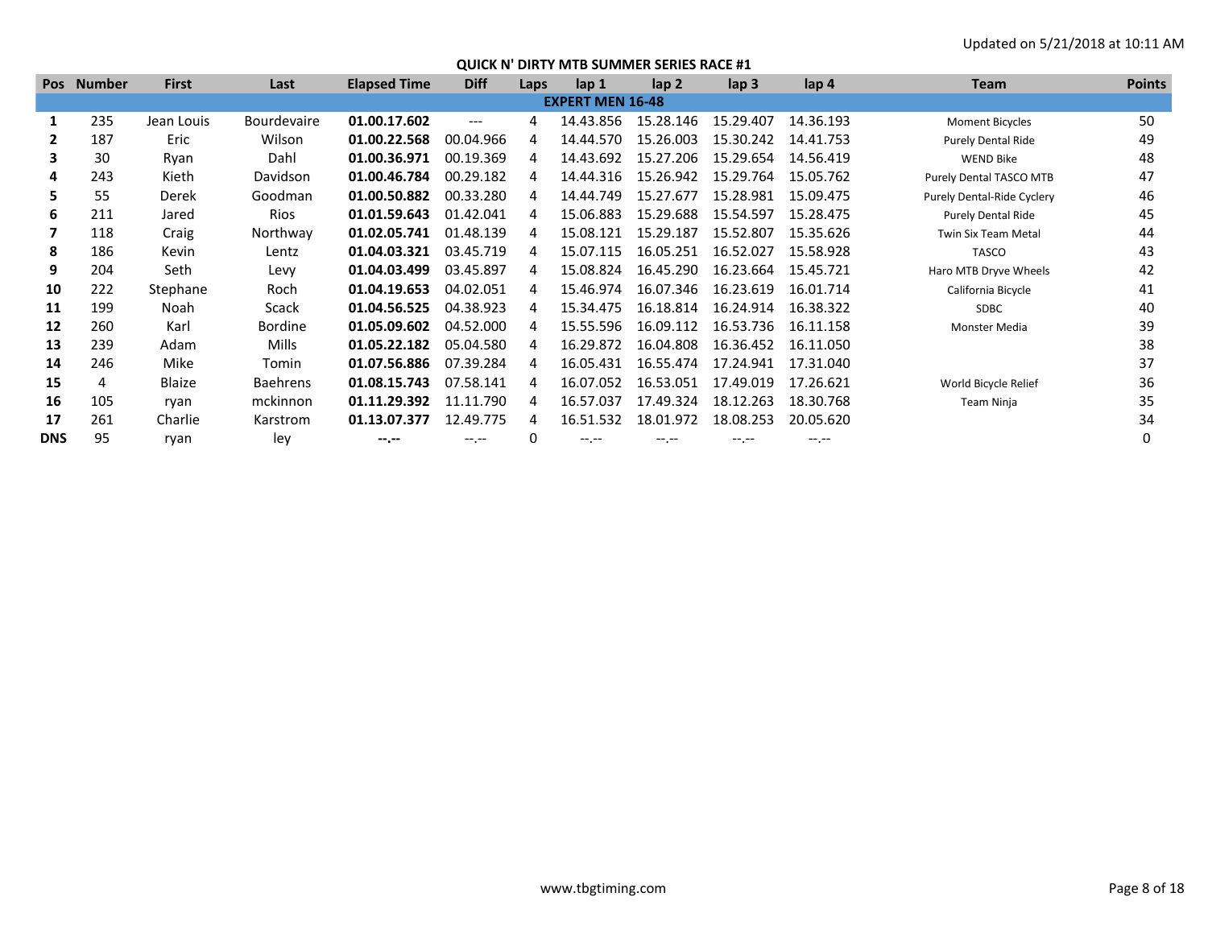Updated on 5/21/2018 at 10:11 AM

## QUICK N' DIRTY MTB SUMMER SERIES RACE #1

| Pos | Number | First | Last | Elapsed Time | Diff | Laps | lap 1 | lap 2 | lap 3 | lap 4 | Team | Points |
|---|---|---|---|---|---|---|---|---|---|---|---|---|
| **EXPERT MEN 16-48** | | | | | | | | | | | | |
| **1** | 235 | Jean Louis | Bourdevaire | **01.00.17.602** | --- | 4 | 14.43.856 | 15.28.146 | 15.29.407 | 14.36.193 | Moment Bicycles | 50 |
| **2** | 187 | Eric | Wilson | **01.00.22.568** | 00.04.966 | 4 | 14.44.570 | 15.26.003 | 15.30.242 | 14.41.753 | Purely Dental Ride | 49 |
| **3** | 30 | Ryan | Dahl | **01.00.36.971** | 00.19.369 | 4 | 14.43.692 | 15.27.206 | 15.29.654 | 14.56.419 | WEND Bike | 48 |
| **4** | 243 | Kieth | Davidson | **01.00.46.784** | 00.29.182 | 4 | 14.44.316 | 15.26.942 | 15.29.764 | 15.05.762 | Purely Dental TASCO MTB | 47 |
| **5** | 55 | Derek | Goodman | **01.00.50.882** | 00.33.280 | 4 | 14.44.749 | 15.27.677 | 15.28.981 | 15.09.475 | Purely Dental-Ride Cyclery | 46 |
| **6** | 211 | Jared | Rios | **01.01.59.643** | 01.42.041 | 4 | 15.06.883 | 15.29.688 | 15.54.597 | 15.28.475 | Purely Dental Ride | 45 |
| **7** | 118 | Craig | Northway | **01.02.05.741** | 01.48.139 | 4 | 15.08.121 | 15.29.187 | 15.52.807 | 15.35.626 | Twin Six Team Metal | 44 |
| **8** | 186 | Kevin | Lentz | **01.04.03.321** | 03.45.719 | 4 | 15.07.115 | 16.05.251 | 16.52.027 | 15.58.928 | TASCO | 43 |
| **9** | 204 | Seth | Levy | **01.04.03.499** | 03.45.897 | 4 | 15.08.824 | 16.45.290 | 16.23.664 | 15.45.721 | Haro MTB Dryve Wheels | 42 |
| **10** | 222 | Stephane | Roch | **01.04.19.653** | 04.02.051 | 4 | 15.46.974 | 16.07.346 | 16.23.619 | 16.01.714 | California Bicycle | 41 |
| **11** | 199 | Noah | Scack | **01.04.56.525** | 04.38.923 | 4 | 15.34.475 | 16.18.814 | 16.24.914 | 16.38.322 | SDBC | 40 |
| **12** | 260 | Karl | Bordine | **01.05.09.602** | 04.52.000 | 4 | 15.55.596 | 16.09.112 | 16.53.736 | 16.11.158 | Monster Media | 39 |
| **13** | 239 | Adam | Mills | **01.05.22.182** | 05.04.580 | 4 | 16.29.872 | 16.04.808 | 16.36.452 | 16.11.050 | | 38 |
| **14** | 246 | Mike | Tomin | **01.07.56.886** | 07.39.284 | 4 | 16.05.431 | 16.55.474 | 17.24.941 | 17.31.040 | | 37 |
| **15** | 4 | Blaize | Baehrens | **01.08.15.743** | 07.58.141 | 4 | 16.07.052 | 16.53.051 | 17.49.019 | 17.26.621 | World Bicycle Relief | 36 |
| **16** | 105 | ryan | mckinnon | **01.11.29.392** | 11.11.790 | 4 | 16.57.037 | 17.49.324 | 18.12.263 | 18.30.768 | Team Ninja | 35 |
| **17** | 261 | Charlie | Karstrom | **01.13.07.377** | 12.49.775 | 4 | 16.51.532 | 18.01.972 | 18.08.253 | 20.05.620 | | 34 |
| **DNS** | 95 | ryan | ley | **--.--** | --.-- | 0 | --.-- | --.-- | --.-- | --.-- | | 0 |

www.tbgtiming.com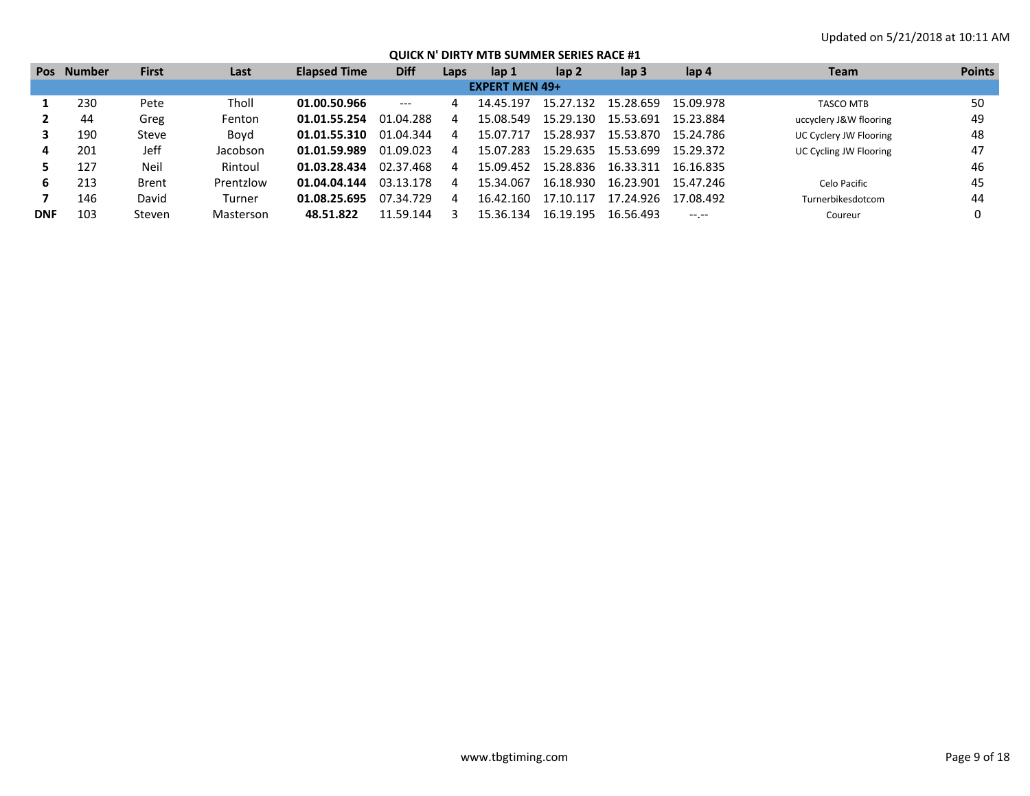Updated on 5/21/2018 at 10:11 AM

# QUICK N' DIRTY MTB SUMMER SERIES RACE #1

| Pos | Number | First | Last | Elapsed Time | Diff | Laps | lap 1 | lap 2 | lap 3 | lap 4 | Team | Points |
|---|---|---|---|---|---|---|---|---|---|---|---|---|
| **EXPERT MEN 49+** | | | | | | | | | | | | |
| **1** | 230 | Pete | Tholl | **01.00.50.966** | --- | 4 | 14.45.197 | 15.27.132 | 15.28.659 | 15.09.978 | TASCO MTB | 50 |
| **2** | 44 | Greg | Fenton | **01.01.55.254** | 01.04.288 | 4 | 15.08.549 | 15.29.130 | 15.53.691 | 15.23.884 | uccyclery J&W flooring | 49 |
| **3** | 190 | Steve | Boyd | **01.01.55.310** | 01.04.344 | 4 | 15.07.717 | 15.28.937 | 15.53.870 | 15.24.786 | UC Cyclery JW Flooring | 48 |
| **4** | 201 | Jeff | Jacobson | **01.01.59.989** | 01.09.023 | 4 | 15.07.283 | 15.29.635 | 15.53.699 | 15.29.372 | UC Cycling JW Flooring | 47 |
| **5** | 127 | Neil | Rintoul | **01.03.28.434** | 02.37.468 | 4 | 15.09.452 | 15.28.836 | 16.33.311 | 16.16.835 | | 46 |
| **6** | 213 | Brent | Prentzlow | **01.04.04.144** | 03.13.178 | 4 | 15.34.067 | 16.18.930 | 16.23.901 | 15.47.246 | Celo Pacific | 45 |
| **7** | 146 | David | Turner | **01.08.25.695** | 07.34.729 | 4 | 16.42.160 | 17.10.117 | 17.24.926 | 17.08.492 | Turnerbikesdotcom | 44 |
| **DNF** | 103 | Steven | Masterson | **48.51.822** | 11.59.144 | 3 | 15.36.134 | 16.19.195 | 16.56.493 | --.-- | Coureur | 0 |

www.tbgtiming.com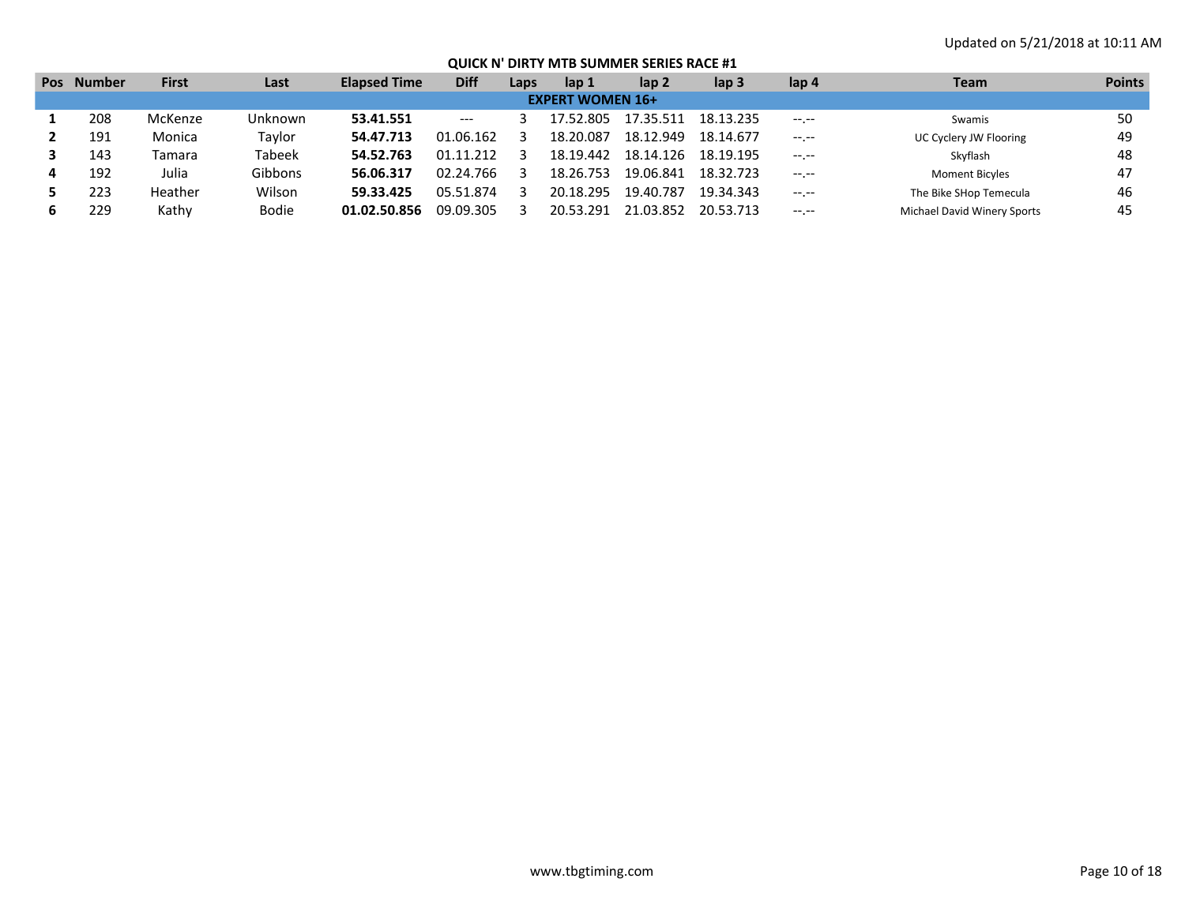Updated on 5/21/2018 at 10:11 AM

## QUICK N' DIRTY MTB SUMMER SERIES RACE #1

| Pos | Number | First | Last | Elapsed Time | Diff | Laps | lap 1 | lap 2 | lap 3 | lap 4 | Team | Points |
|---|---|---|---|---|---|---|---|---|---|---|---|---|
| **EXPERT WOMEN 16+** | | | | | | | | | | | | |
| **1** | 208 | McKenze | Unknown | **53.41.551** | --- | 3 | 17.52.805 | 17.35.511 | 18.13.235 | --.-- | Swamis | 50 |
| **2** | 191 | Monica | Taylor | **54.47.713** | 01.06.162 | 3 | 18.20.087 | 18.12.949 | 18.14.677 | --.-- | UC Cyclery JW Flooring | 49 |
| **3** | 143 | Tamara | Tabeek | **54.52.763** | 01.11.212 | 3 | 18.19.442 | 18.14.126 | 18.19.195 | --.-- | Skyflash | 48 |
| **4** | 192 | Julia | Gibbons | **56.06.317** | 02.24.766 | 3 | 18.26.753 | 19.06.841 | 18.32.723 | --.-- | Moment Bicyles | 47 |
| **5** | 223 | Heather | Wilson | **59.33.425** | 05.51.874 | 3 | 20.18.295 | 19.40.787 | 19.34.343 | --.-- | The Bike SHop Temecula | 46 |
| **6** | 229 | Kathy | Bodie | **01.02.50.856** | 09.09.305 | 3 | 20.53.291 | 21.03.852 | 20.53.713 | --.-- | Michael David Winery Sports | 45 |

www.tbgtiming.com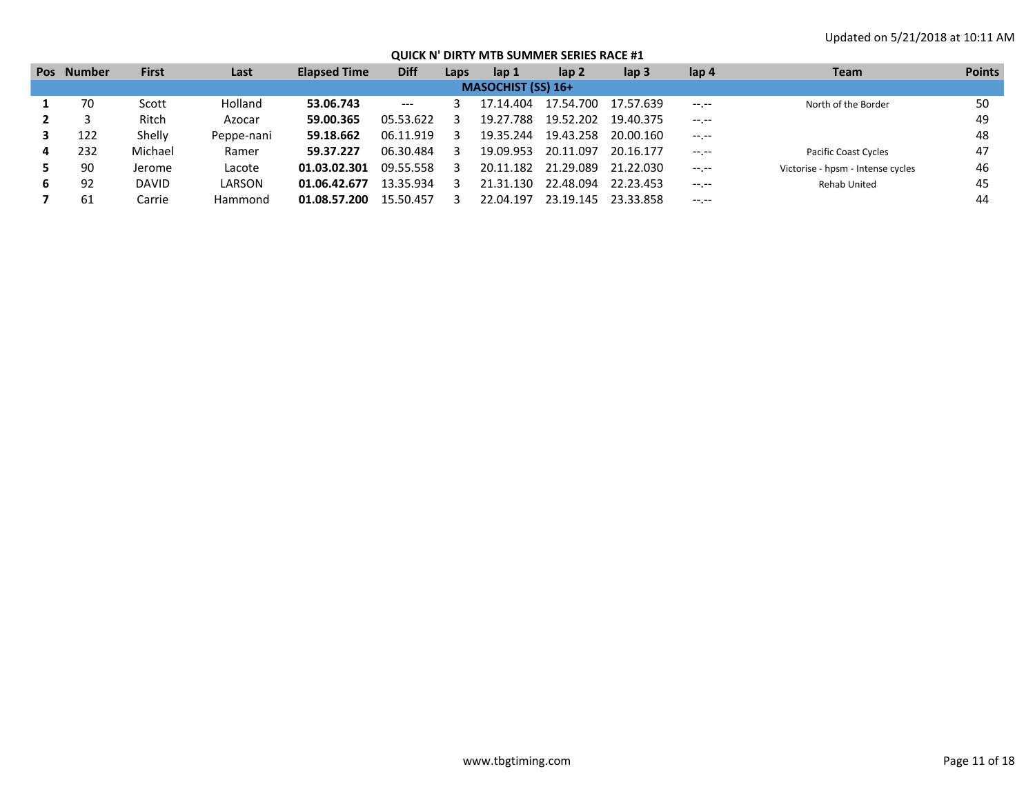Updated on 5/21/2018 at 10:11 AM

## QUICK N' DIRTY MTB SUMMER SERIES RACE #1

| Pos | Number | First | Last | Elapsed Time | Diff | Laps | lap 1 | lap 2 | lap 3 | lap 4 | Team | Points |
|---|---|---|---|---|---|---|---|---|---|---|---|---|
| **MASOCHIST (SS) 16+** | | | | | | | | | | | | |
| **1** | 70 | Scott | Holland | **53.06.743** | --- | 3 | 17.14.404 | 17.54.700 | 17.57.639 | --.-- | North of the Border | 50 |
| **2** | 3 | Ritch | Azocar | **59.00.365** | 05.53.622 | 3 | 19.27.788 | 19.52.202 | 19.40.375 | --.-- | | 49 |
| **3** | 122 | Shelly | Peppe-nani | **59.18.662** | 06.11.919 | 3 | 19.35.244 | 19.43.258 | 20.00.160 | --.-- | | 48 |
| **4** | 232 | Michael | Ramer | **59.37.227** | 06.30.484 | 3 | 19.09.953 | 20.11.097 | 20.16.177 | --.-- | Pacific Coast Cycles | 47 |
| **5** | 90 | Jerome | Lacote | **01.03.02.301** | 09.55.558 | 3 | 20.11.182 | 21.29.089 | 21.22.030 | --.-- | Victorise - hpsm - Intense cycles | 46 |
| **6** | 92 | DAVID | LARSON | **01.06.42.677** | 13.35.934 | 3 | 21.31.130 | 22.48.094 | 22.23.453 | --.-- | Rehab United | 45 |
| **7** | 61 | Carrie | Hammond | **01.08.57.200** | 15.50.457 | 3 | 22.04.197 | 23.19.145 | 23.33.858 | --.-- | | 44 |

www.tbgtiming.com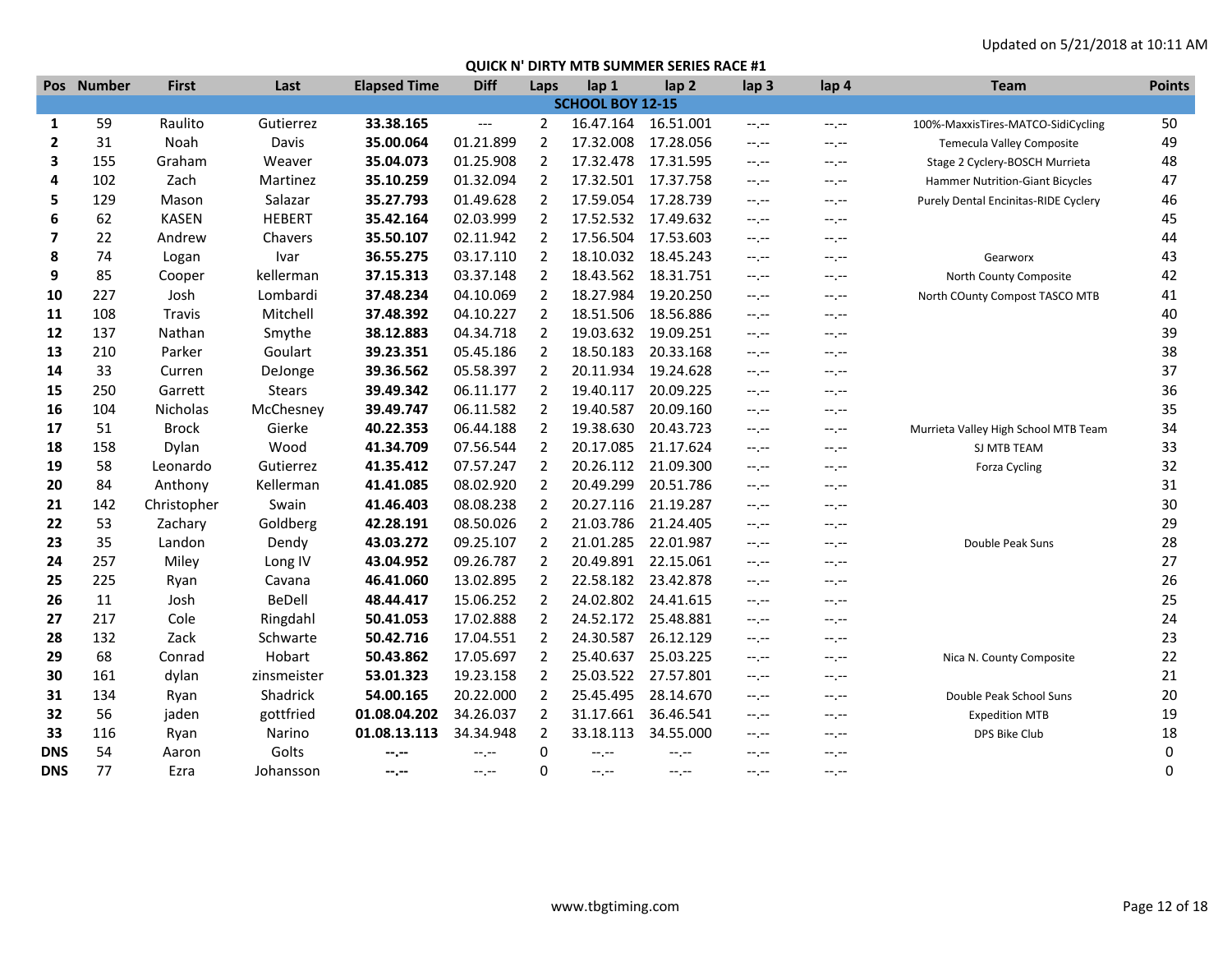Updated on 5/21/2018 at 10:11 AM

## QUICK N' DIRTY MTB SUMMER SERIES RACE #1

| Pos | Number | First | Last | Elapsed Time | Diff | Laps | lap 1 | lap 2 | lap 3 | lap 4 | Team | Points |
|---|---|---|---|---|---|---|---|---|---|---|---|---|
| **SCHOOL BOY 12-15** | | | | | | | | | | | | |
| **1** | 59 | Raulito | Gutierrez | **33.38.165** | --- | 2 | 16.47.164 | 16.51.001 | --.-- | --.-- | 100%-MaxxisTires-MATCO-SidiCycling | 50 |
| **2** | 31 | Noah | Davis | **35.00.064** | 01.21.899 | 2 | 17.32.008 | 17.28.056 | --.-- | --.-- | Temecula Valley Composite | 49 |
| **3** | 155 | Graham | Weaver | **35.04.073** | 01.25.908 | 2 | 17.32.478 | 17.31.595 | --.-- | --.-- | Stage 2 Cyclery-BOSCH Murrieta | 48 |
| **4** | 102 | Zach | Martinez | **35.10.259** | 01.32.094 | 2 | 17.32.501 | 17.37.758 | --.-- | --.-- | Hammer Nutrition-Giant Bicycles | 47 |
| **5** | 129 | Mason | Salazar | **35.27.793** | 01.49.628 | 2 | 17.59.054 | 17.28.739 | --.-- | --.-- | Purely Dental Encinitas-RIDE Cyclery | 46 |
| **6** | 62 | KASEN | HEBERT | **35.42.164** | 02.03.999 | 2 | 17.52.532 | 17.49.632 | --.-- | --.-- | | 45 |
| **7** | 22 | Andrew | Chavers | **35.50.107** | 02.11.942 | 2 | 17.56.504 | 17.53.603 | --.-- | --.-- | | 44 |
| **8** | 74 | Logan | Ivar | **36.55.275** | 03.17.110 | 2 | 18.10.032 | 18.45.243 | --.-- | --.-- | Gearworx | 43 |
| **9** | 85 | Cooper | kellerman | **37.15.313** | 03.37.148 | 2 | 18.43.562 | 18.31.751 | --.-- | --.-- | North County Composite | 42 |
| **10** | 227 | Josh | Lombardi | **37.48.234** | 04.10.069 | 2 | 18.27.984 | 19.20.250 | --.-- | --.-- | North COunty Compost TASCO MTB | 41 |
| **11** | 108 | Travis | Mitchell | **37.48.392** | 04.10.227 | 2 | 18.51.506 | 18.56.886 | --.-- | --.-- | | 40 |
| **12** | 137 | Nathan | Smythe | **38.12.883** | 04.34.718 | 2 | 19.03.632 | 19.09.251 | --.-- | --.-- | | 39 |
| **13** | 210 | Parker | Goulart | **39.23.351** | 05.45.186 | 2 | 18.50.183 | 20.33.168 | --.-- | --.-- | | 38 |
| **14** | 33 | Curren | DeJonge | **39.36.562** | 05.58.397 | 2 | 20.11.934 | 19.24.628 | --.-- | --.-- | | 37 |
| **15** | 250 | Garrett | Stears | **39.49.342** | 06.11.177 | 2 | 19.40.117 | 20.09.225 | --.-- | --.-- | | 36 |
| **16** | 104 | Nicholas | McChesney | **39.49.747** | 06.11.582 | 2 | 19.40.587 | 20.09.160 | --.-- | --.-- | | 35 |
| **17** | 51 | Brock | Gierke | **40.22.353** | 06.44.188 | 2 | 19.38.630 | 20.43.723 | --.-- | --.-- | Murrieta Valley High School MTB Team | 34 |
| **18** | 158 | Dylan | Wood | **41.34.709** | 07.56.544 | 2 | 20.17.085 | 21.17.624 | --.-- | --.-- | SJ MTB TEAM | 33 |
| **19** | 58 | Leonardo | Gutierrez | **41.35.412** | 07.57.247 | 2 | 20.26.112 | 21.09.300 | --.-- | --.-- | Forza Cycling | 32 |
| **20** | 84 | Anthony | Kellerman | **41.41.085** | 08.02.920 | 2 | 20.49.299 | 20.51.786 | --.-- | --.-- | | 31 |
| **21** | 142 | Christopher | Swain | **41.46.403** | 08.08.238 | 2 | 20.27.116 | 21.19.287 | --.-- | --.-- | | 30 |
| **22** | 53 | Zachary | Goldberg | **42.28.191** | 08.50.026 | 2 | 21.03.786 | 21.24.405 | --.-- | --.-- | | 29 |
| **23** | 35 | Landon | Dendy | **43.03.272** | 09.25.107 | 2 | 21.01.285 | 22.01.987 | --.-- | --.-- | Double Peak Suns | 28 |
| **24** | 257 | Miley | Long IV | **43.04.952** | 09.26.787 | 2 | 20.49.891 | 22.15.061 | --.-- | --.-- | | 27 |
| **25** | 225 | Ryan | Cavana | **46.41.060** | 13.02.895 | 2 | 22.58.182 | 23.42.878 | --.-- | --.-- | | 26 |
| **26** | 11 | Josh | BeDell | **48.44.417** | 15.06.252 | 2 | 24.02.802 | 24.41.615 | --.-- | --.-- | | 25 |
| **27** | 217 | Cole | Ringdahl | **50.41.053** | 17.02.888 | 2 | 24.52.172 | 25.48.881 | --.-- | --.-- | | 24 |
| **28** | 132 | Zack | Schwarte | **50.42.716** | 17.04.551 | 2 | 24.30.587 | 26.12.129 | --.-- | --.-- | | 23 |
| **29** | 68 | Conrad | Hobart | **50.43.862** | 17.05.697 | 2 | 25.40.637 | 25.03.225 | --.-- | --.-- | Nica N. County Composite | 22 |
| **30** | 161 | dylan | zinsmeister | **53.01.323** | 19.23.158 | 2 | 25.03.522 | 27.57.801 | --.-- | --.-- | | 21 |
| **31** | 134 | Ryan | Shadrick | **54.00.165** | 20.22.000 | 2 | 25.45.495 | 28.14.670 | --.-- | --.-- | Double Peak School Suns | 20 |
| **32** | 56 | jaden | gottfried | **01.08.04.202** | 34.26.037 | 2 | 31.17.661 | 36.46.541 | --.-- | --.-- | Expedition MTB | 19 |
| **33** | 116 | Ryan | Narino | **01.08.13.113** | 34.34.948 | 2 | 33.18.113 | 34.55.000 | --.-- | --.-- | DPS Bike Club | 18 |
| **DNS** | 54 | Aaron | Golts | **--.--** | --.-- | 0 | --.-- | --.-- | --.-- | --.-- | | 0 |
| **DNS** | 77 | Ezra | Johansson | **--.--** | --.-- | 0 | --.-- | --.-- | --.-- | --.-- | | 0 |

www.tbgtiming.com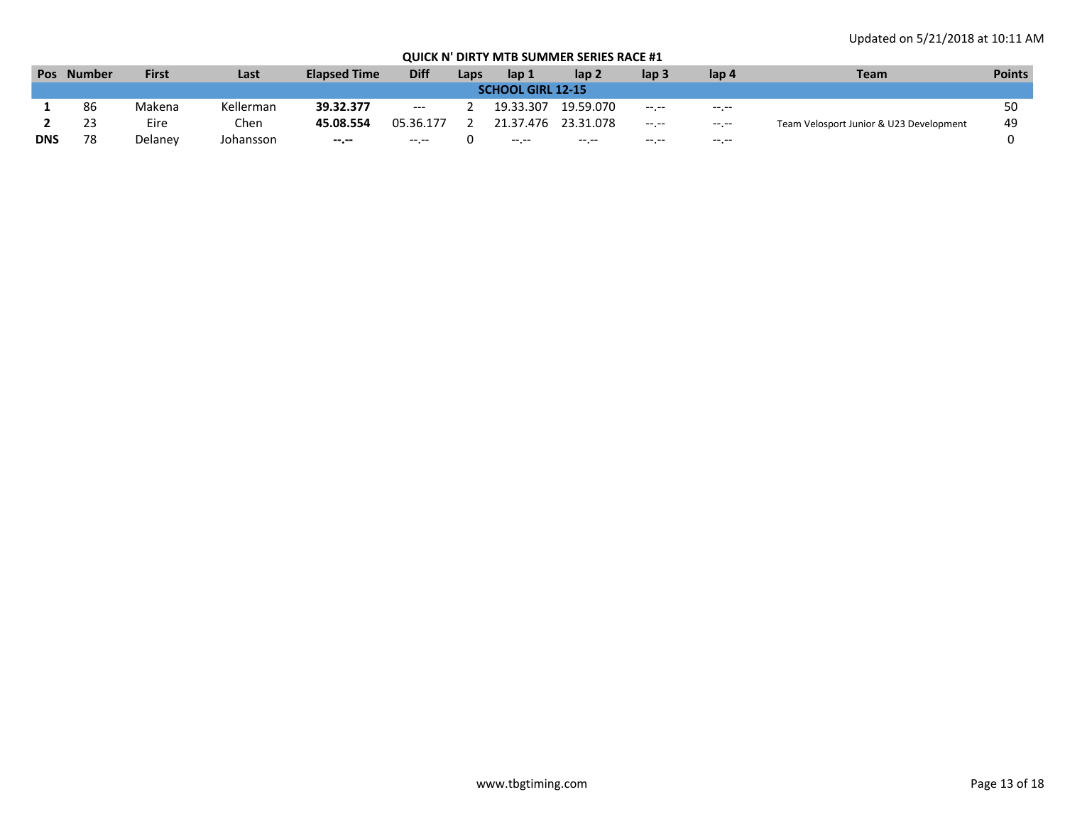Updated on 5/21/2018 at 10:11 AM

## QUICK N' DIRTY MTB SUMMER SERIES RACE #1

| Pos | Number | First | Last | Elapsed Time | Diff | Laps | lap 1 | lap 2 | lap 3 | lap 4 | Team | Points |
|---|---|---|---|---|---|---|---|---|---|---|---|---|
| **SCHOOL GIRL 12-15** | | | | | | | | | | | | |
| **1** | 86 | Makena | Kellerman | **39.32.377** | --- | 2 | 19.33.307 | 19.59.070 | --.-- | --.-- | | 50 |
| **2** | 23 | Eire | Chen | **45.08.554** | 05.36.177 | 2 | 21.37.476 | 23.31.078 | --.-- | --.-- | Team Velosport Junior & U23 Development | 49 |
| **DNS** | 78 | Delaney | Johansson | **--.--** | --.-- | 0 | --.-- | --.-- | --.-- | --.-- | | 0 |

www.tbgtiming.com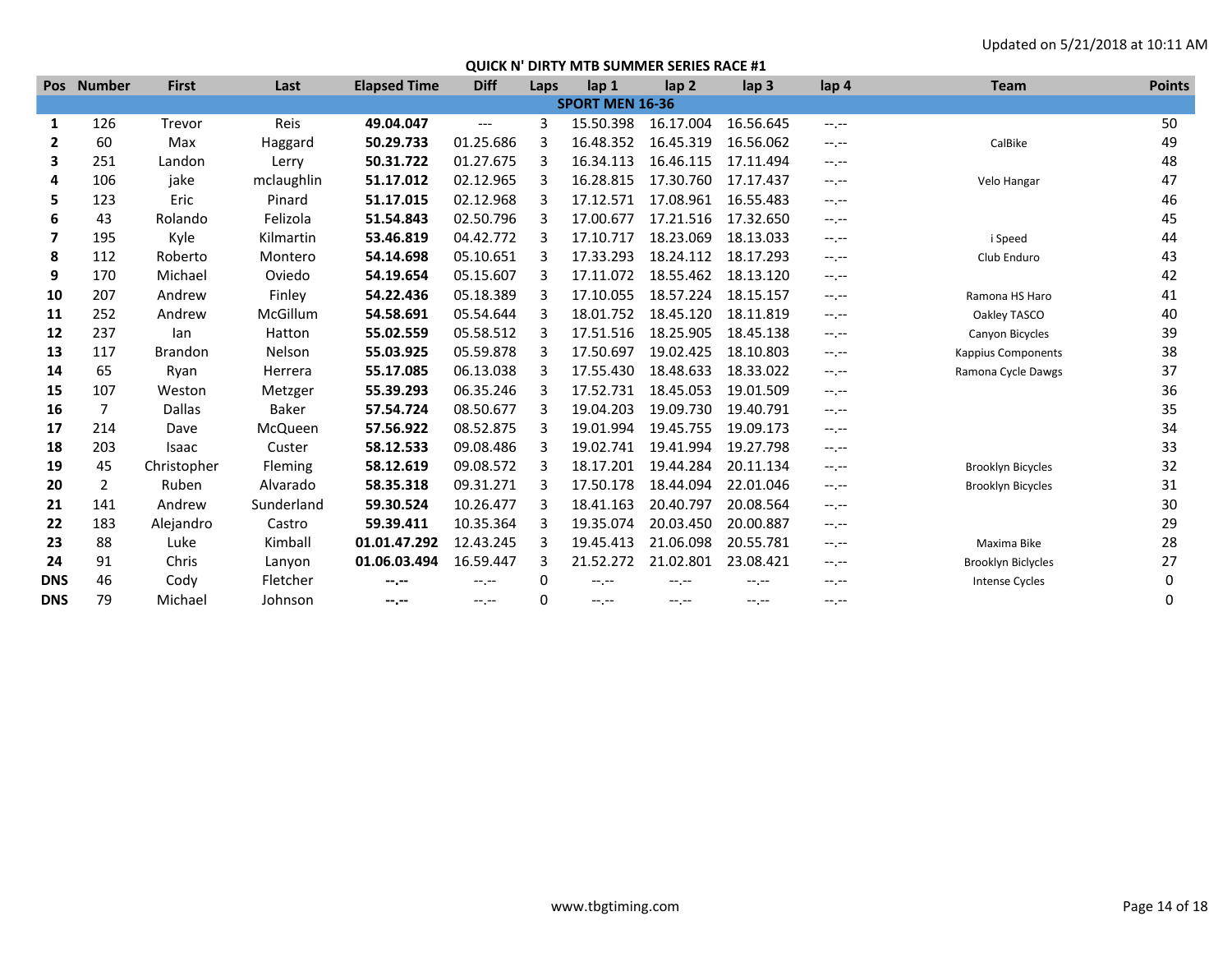Updated on 5/21/2018 at 10:11 AM

## QUICK N' DIRTY MTB SUMMER SERIES RACE #1

| Pos | Number | First | Last | Elapsed Time | Diff | Laps | lap 1 | lap 2 | lap 3 | lap 4 | Team | Points |
|---|---|---|---|---|---|---|---|---|---|---|---|---|
| **SPORT MEN 16-36** | | | | | | | | | | | | |
| **1** | 126 | Trevor | Reis | **49.04.047** | --- | 3 | 15.50.398 | 16.17.004 | 16.56.645 | --.-- | | 50 |
| **2** | 60 | Max | Haggard | **50.29.733** | 01.25.686 | 3 | 16.48.352 | 16.45.319 | 16.56.062 | --.-- | CalBike | 49 |
| **3** | 251 | Landon | Lerry | **50.31.722** | 01.27.675 | 3 | 16.34.113 | 16.46.115 | 17.11.494 | --.-- | | 48 |
| **4** | 106 | jake | mclaughlin | **51.17.012** | 02.12.965 | 3 | 16.28.815 | 17.30.760 | 17.17.437 | --.-- | Velo Hangar | 47 |
| **5** | 123 | Eric | Pinard | **51.17.015** | 02.12.968 | 3 | 17.12.571 | 17.08.961 | 16.55.483 | --.-- | | 46 |
| **6** | 43 | Rolando | Felizola | **51.54.843** | 02.50.796 | 3 | 17.00.677 | 17.21.516 | 17.32.650 | --.-- | | 45 |
| **7** | 195 | Kyle | Kilmartin | **53.46.819** | 04.42.772 | 3 | 17.10.717 | 18.23.069 | 18.13.033 | --.-- | i Speed | 44 |
| **8** | 112 | Roberto | Montero | **54.14.698** | 05.10.651 | 3 | 17.33.293 | 18.24.112 | 18.17.293 | --.-- | Club Enduro | 43 |
| **9** | 170 | Michael | Oviedo | **54.19.654** | 05.15.607 | 3 | 17.11.072 | 18.55.462 | 18.13.120 | --.-- | | 42 |
| **10** | 207 | Andrew | Finley | **54.22.436** | 05.18.389 | 3 | 17.10.055 | 18.57.224 | 18.15.157 | --.-- | Ramona HS Haro | 41 |
| **11** | 252 | Andrew | McGillum | **54.58.691** | 05.54.644 | 3 | 18.01.752 | 18.45.120 | 18.11.819 | --.-- | Oakley TASCO | 40 |
| **12** | 237 | Ian | Hatton | **55.02.559** | 05.58.512 | 3 | 17.51.516 | 18.25.905 | 18.45.138 | --.-- | Canyon Bicycles | 39 |
| **13** | 117 | Brandon | Nelson | **55.03.925** | 05.59.878 | 3 | 17.50.697 | 19.02.425 | 18.10.803 | --.-- | Kappius Components | 38 |
| **14** | 65 | Ryan | Herrera | **55.17.085** | 06.13.038 | 3 | 17.55.430 | 18.48.633 | 18.33.022 | --.-- | Ramona Cycle Dawgs | 37 |
| **15** | 107 | Weston | Metzger | **55.39.293** | 06.35.246 | 3 | 17.52.731 | 18.45.053 | 19.01.509 | --.-- | | 36 |
| **16** | 7 | Dallas | Baker | **57.54.724** | 08.50.677 | 3 | 19.04.203 | 19.09.730 | 19.40.791 | --.-- | | 35 |
| **17** | 214 | Dave | McQueen | **57.56.922** | 08.52.875 | 3 | 19.01.994 | 19.45.755 | 19.09.173 | --.-- | | 34 |
| **18** | 203 | Isaac | Custer | **58.12.533** | 09.08.486 | 3 | 19.02.741 | 19.41.994 | 19.27.798 | --.-- | | 33 |
| **19** | 45 | Christopher | Fleming | **58.12.619** | 09.08.572 | 3 | 18.17.201 | 19.44.284 | 20.11.134 | --.-- | Brooklyn Bicycles | 32 |
| **20** | 2 | Ruben | Alvarado | **58.35.318** | 09.31.271 | 3 | 17.50.178 | 18.44.094 | 22.01.046 | --.-- | Brooklyn Bicycles | 31 |
| **21** | 141 | Andrew | Sunderland | **59.30.524** | 10.26.477 | 3 | 18.41.163 | 20.40.797 | 20.08.564 | --.-- | | 30 |
| **22** | 183 | Alejandro | Castro | **59.39.411** | 10.35.364 | 3 | 19.35.074 | 20.03.450 | 20.00.887 | --.-- | | 29 |
| **23** | 88 | Luke | Kimball | **01.01.47.292** | 12.43.245 | 3 | 19.45.413 | 21.06.098 | 20.55.781 | --.-- | Maxima Bike | 28 |
| **24** | 91 | Chris | Lanyon | **01.06.03.494** | 16.59.447 | 3 | 21.52.272 | 21.02.801 | 23.08.421 | --.-- | Brooklyn Biclycles | 27 |
| **DNS** | 46 | Cody | Fletcher | **--.--** | --.-- | 0 | --.-- | --.-- | --.-- | --.-- | Intense Cycles | 0 |
| **DNS** | 79 | Michael | Johnson | **--.--** | --.-- | 0 | --.-- | --.-- | --.-- | --.-- | | 0 |

www.tbgtiming.com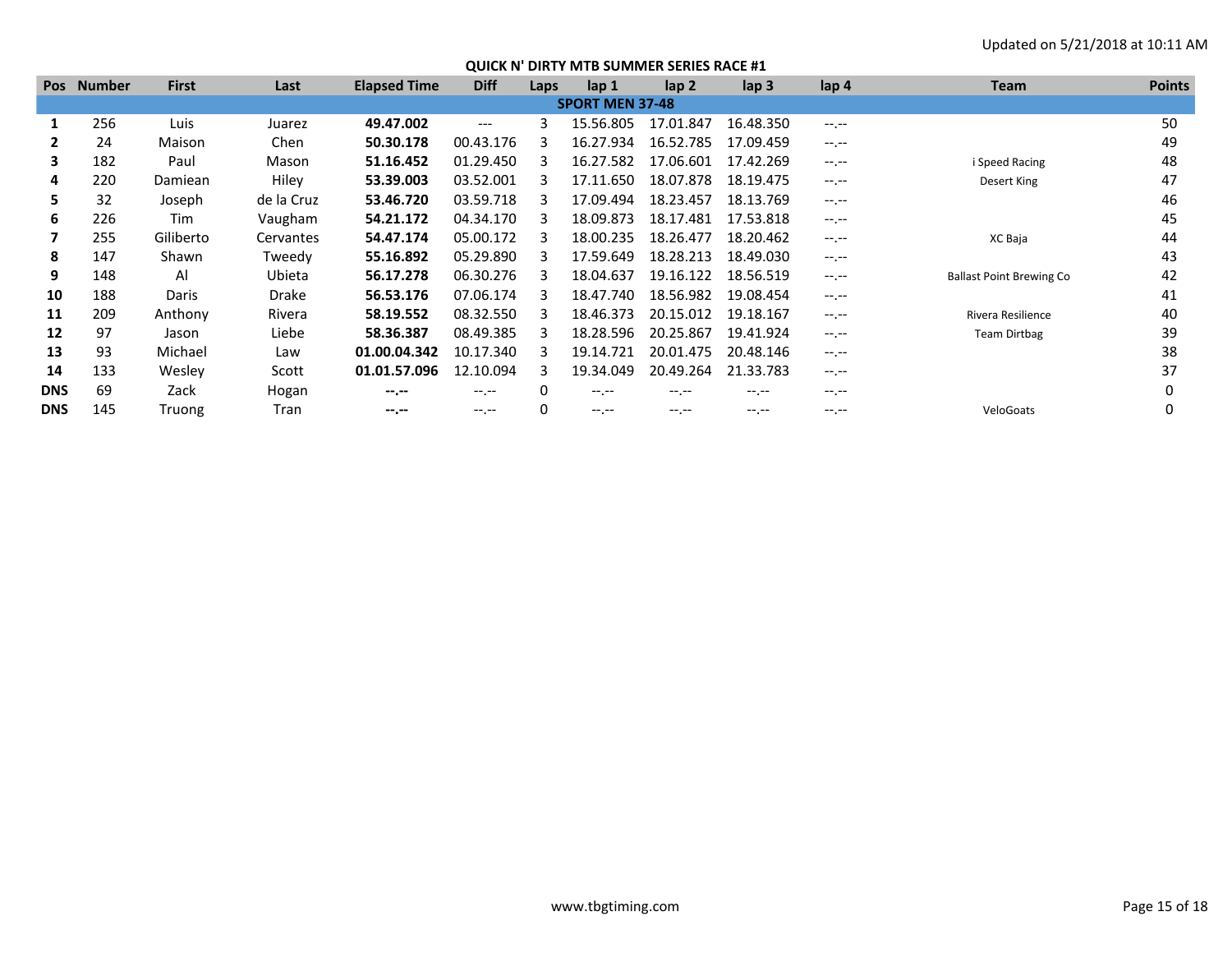Updated on 5/21/2018 at 10:11 AM

# QUICK N' DIRTY MTB SUMMER SERIES RACE #1

| Pos | Number | First | Last | Elapsed Time | Diff | Laps | lap 1 | lap 2 | lap 3 | lap 4 | Team | Points |
|---|---|---|---|---|---|---|---|---|---|---|---|---|
| **SPORT MEN 37-48** | | | | | | | | | | | | |
| **1** | 256 | Luis | Juarez | **49.47.002** | --- | 3 | 15.56.805 | 17.01.847 | 16.48.350 | --.-- | | 50 |
| **2** | 24 | Maison | Chen | **50.30.178** | 00.43.176 | 3 | 16.27.934 | 16.52.785 | 17.09.459 | --.-- | | 49 |
| **3** | 182 | Paul | Mason | **51.16.452** | 01.29.450 | 3 | 16.27.582 | 17.06.601 | 17.42.269 | --.-- | i Speed Racing | 48 |
| **4** | 220 | Damiean | Hiley | **53.39.003** | 03.52.001 | 3 | 17.11.650 | 18.07.878 | 18.19.475 | --.-- | Desert King | 47 |
| **5** | 32 | Joseph | de la Cruz | **53.46.720** | 03.59.718 | 3 | 17.09.494 | 18.23.457 | 18.13.769 | --.-- | | 46 |
| **6** | 226 | Tim | Vaugham | **54.21.172** | 04.34.170 | 3 | 18.09.873 | 18.17.481 | 17.53.818 | --.-- | | 45 |
| **7** | 255 | Giliberto | Cervantes | **54.47.174** | 05.00.172 | 3 | 18.00.235 | 18.26.477 | 18.20.462 | --.-- | XC Baja | 44 |
| **8** | 147 | Shawn | Tweedy | **55.16.892** | 05.29.890 | 3 | 17.59.649 | 18.28.213 | 18.49.030 | --.-- | | 43 |
| **9** | 148 | Al | Ubieta | **56.17.278** | 06.30.276 | 3 | 18.04.637 | 19.16.122 | 18.56.519 | --.-- | Ballast Point Brewing Co | 42 |
| **10** | 188 | Daris | Drake | **56.53.176** | 07.06.174 | 3 | 18.47.740 | 18.56.982 | 19.08.454 | --.-- | | 41 |
| **11** | 209 | Anthony | Rivera | **58.19.552** | 08.32.550 | 3 | 18.46.373 | 20.15.012 | 19.18.167 | --.-- | Rivera Resilience | 40 |
| **12** | 97 | Jason | Liebe | **58.36.387** | 08.49.385 | 3 | 18.28.596 | 20.25.867 | 19.41.924 | --.-- | Team Dirtbag | 39 |
| **13** | 93 | Michael | Law | **01.00.04.342** | 10.17.340 | 3 | 19.14.721 | 20.01.475 | 20.48.146 | --.-- | | 38 |
| **14** | 133 | Wesley | Scott | **01.01.57.096** | 12.10.094 | 3 | 19.34.049 | 20.49.264 | 21.33.783 | --.-- | | 37 |
| **DNS** | 69 | Zack | Hogan | **--.--** | --.-- | 0 | --.-- | --.-- | --.-- | --.-- | | 0 |
| **DNS** | 145 | Truong | Tran | **--.--** | --.-- | 0 | --.-- | --.-- | --.-- | --.-- | VeloGoats | 0 |

www.tbgtiming.com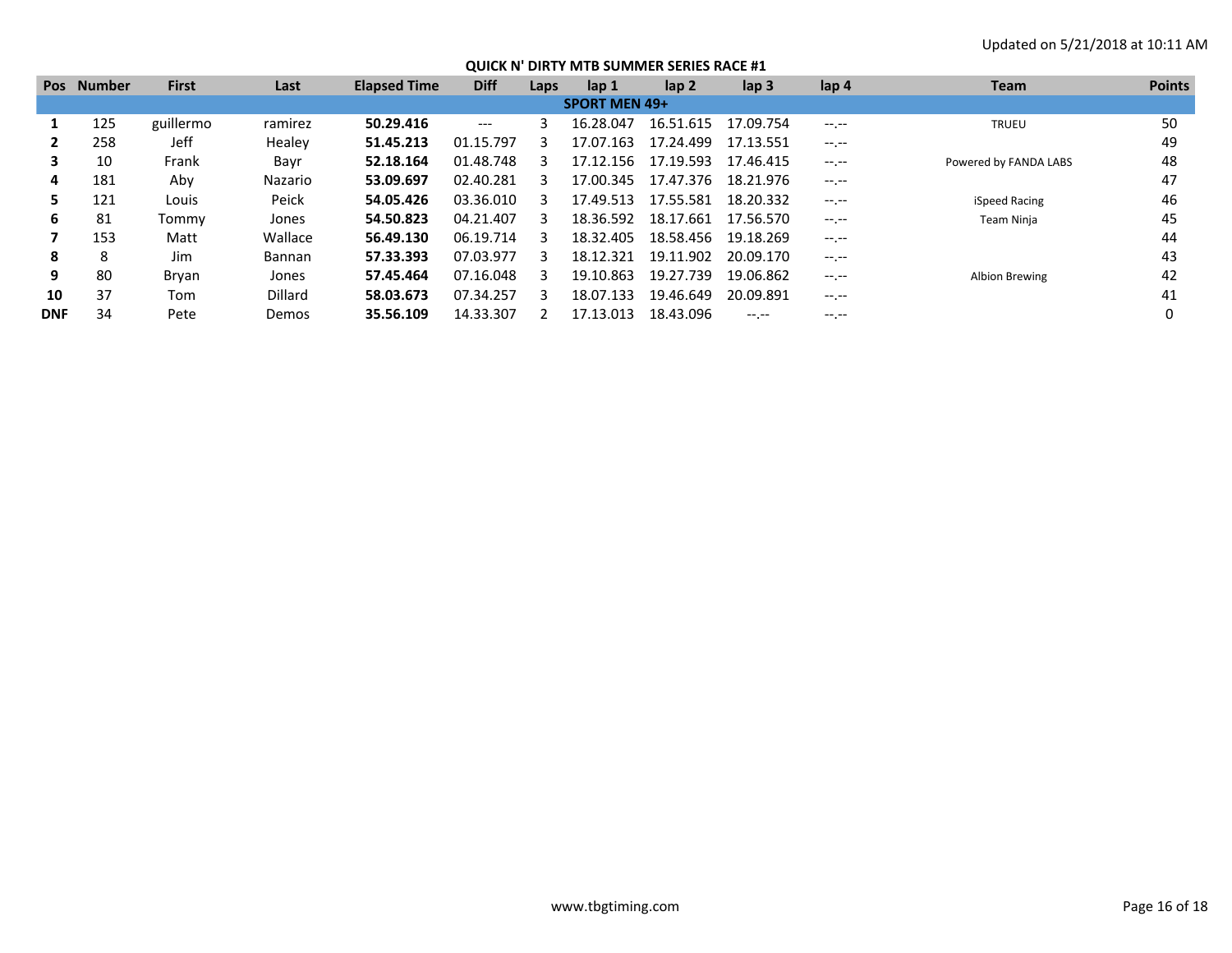Updated on 5/21/2018 at 10:11 AM

## QUICK N' DIRTY MTB SUMMER SERIES RACE #1

| Pos | Number | First | Last | Elapsed Time | Diff | Laps | lap 1 | lap 2 | lap 3 | lap 4 | Team | Points |
|---|---|---|---|---|---|---|---|---|---|---|---|---|
| **SPORT MEN 49+** | | | | | | | | | | | | |
| **1** | 125 | guillermo | ramirez | **50.29.416** | --- | 3 | 16.28.047 | 16.51.615 | 17.09.754 | --.-- | TRUEU | 50 |
| **2** | 258 | Jeff | Healey | **51.45.213** | 01.15.797 | 3 | 17.07.163 | 17.24.499 | 17.13.551 | --.-- | | 49 |
| **3** | 10 | Frank | Bayr | **52.18.164** | 01.48.748 | 3 | 17.12.156 | 17.19.593 | 17.46.415 | --.-- | Powered by FANDA LABS | 48 |
| **4** | 181 | Aby | Nazario | **53.09.697** | 02.40.281 | 3 | 17.00.345 | 17.47.376 | 18.21.976 | --.-- | | 47 |
| **5** | 121 | Louis | Peick | **54.05.426** | 03.36.010 | 3 | 17.49.513 | 17.55.581 | 18.20.332 | --.-- | iSpeed Racing | 46 |
| **6** | 81 | Tommy | Jones | **54.50.823** | 04.21.407 | 3 | 18.36.592 | 18.17.661 | 17.56.570 | --.-- | Team Ninja | 45 |
| **7** | 153 | Matt | Wallace | **56.49.130** | 06.19.714 | 3 | 18.32.405 | 18.58.456 | 19.18.269 | --.-- | | 44 |
| **8** | 8 | Jim | Bannan | **57.33.393** | 07.03.977 | 3 | 18.12.321 | 19.11.902 | 20.09.170 | --.-- | | 43 |
| **9** | 80 | Bryan | Jones | **57.45.464** | 07.16.048 | 3 | 19.10.863 | 19.27.739 | 19.06.862 | --.-- | Albion Brewing | 42 |
| **10** | 37 | Tom | Dillard | **58.03.673** | 07.34.257 | 3 | 18.07.133 | 19.46.649 | 20.09.891 | --.-- | | 41 |
| **DNF** | 34 | Pete | Demos | **35.56.109** | 14.33.307 | 2 | 17.13.013 | 18.43.096 | --.-- | --.-- | | 0 |

www.tbgtiming.com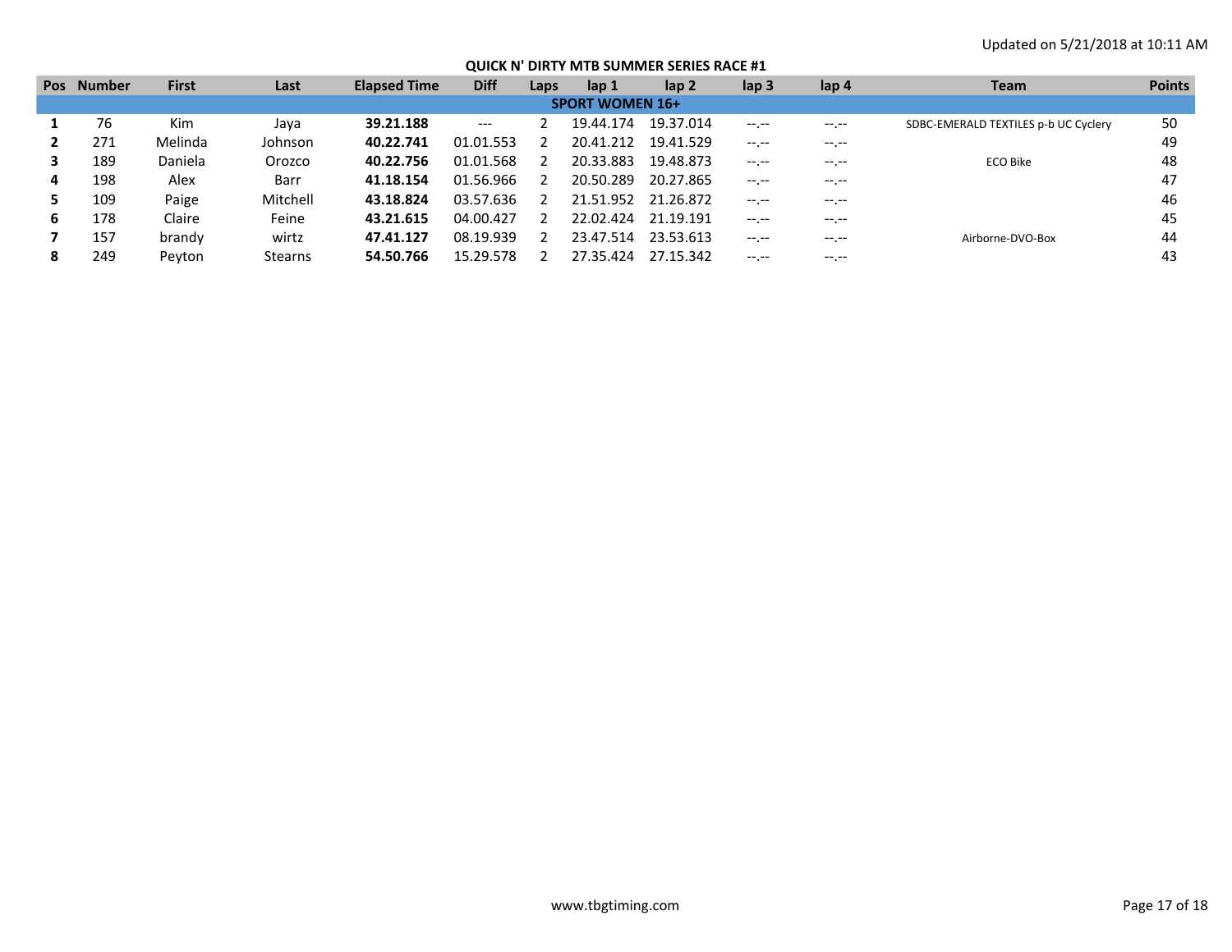Updated on 5/21/2018 at 10:11 AM

## QUICK N' DIRTY MTB SUMMER SERIES RACE #1

| Pos | Number | First | Last | Elapsed Time | Diff | Laps | lap 1 | lap 2 | lap 3 | lap 4 | Team | Points |
|---|---|---|---|---|---|---|---|---|---|---|---|---|
| **SPORT WOMEN 16+** | | | | | | | | | | | | |
| **1** | 76 | Kim | Jaya | **39.21.188** | --- | 2 | 19.44.174 | 19.37.014 | --.-- | --.-- | SDBC-EMERALD TEXTILES p-b UC Cyclery | 50 |
| **2** | 271 | Melinda | Johnson | **40.22.741** | 01.01.553 | 2 | 20.41.212 | 19.41.529 | --.-- | --.-- | | 49 |
| **3** | 189 | Daniela | Orozco | **40.22.756** | 01.01.568 | 2 | 20.33.883 | 19.48.873 | --.-- | --.-- | ECO Bike | 48 |
| **4** | 198 | Alex | Barr | **41.18.154** | 01.56.966 | 2 | 20.50.289 | 20.27.865 | --.-- | --.-- | | 47 |
| **5** | 109 | Paige | Mitchell | **43.18.824** | 03.57.636 | 2 | 21.51.952 | 21.26.872 | --.-- | --.-- | | 46 |
| **6** | 178 | Claire | Feine | **43.21.615** | 04.00.427 | 2 | 22.02.424 | 21.19.191 | --.-- | --.-- | | 45 |
| **7** | 157 | brandy | wirtz | **47.41.127** | 08.19.939 | 2 | 23.47.514 | 23.53.613 | --.-- | --.-- | Airborne-DVO-Box | 44 |
| **8** | 249 | Peyton | Stearns | **54.50.766** | 15.29.578 | 2 | 27.35.424 | 27.15.342 | --.-- | --.-- | | 43 |

www.tbgtiming.com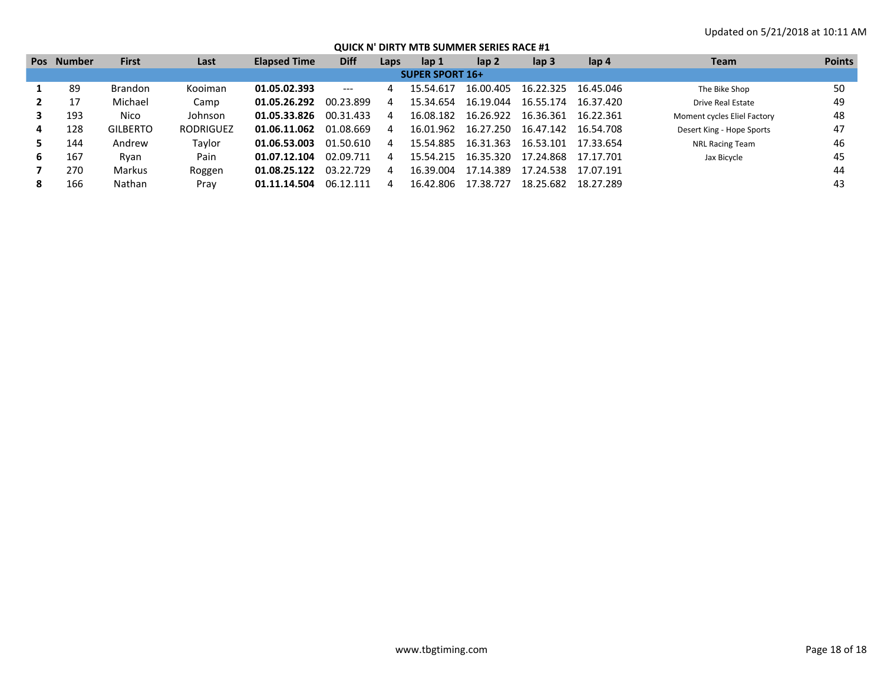Updated on 5/21/2018 at 10:11 AM

## QUICK N' DIRTY MTB SUMMER SERIES RACE #1

| Pos | Number | First | Last | Elapsed Time | Diff | Laps | lap 1 | lap 2 | lap 3 | lap 4 | Team | Points |
|---|---|---|---|---|---|---|---|---|---|---|---|---|
| **SUPER SPORT 16+** | | | | | | | | | | | | |
| **1** | 89 | Brandon | Kooiman | **01.05.02.393** | --- | 4 | 15.54.617 | 16.00.405 | 16.22.325 | 16.45.046 | The Bike Shop | 50 |
| **2** | 17 | Michael | Camp | **01.05.26.292** | 00.23.899 | 4 | 15.34.654 | 16.19.044 | 16.55.174 | 16.37.420 | Drive Real Estate | 49 |
| **3** | 193 | Nico | Johnson | **01.05.33.826** | 00.31.433 | 4 | 16.08.182 | 16.26.922 | 16.36.361 | 16.22.361 | Moment cycles Eliel Factory | 48 |
| **4** | 128 | GILBERTO | RODRIGUEZ | **01.06.11.062** | 01.08.669 | 4 | 16.01.962 | 16.27.250 | 16.47.142 | 16.54.708 | Desert King - Hope Sports | 47 |
| **5** | 144 | Andrew | Taylor | **01.06.53.003** | 01.50.610 | 4 | 15.54.885 | 16.31.363 | 16.53.101 | 17.33.654 | NRL Racing Team | 46 |
| **6** | 167 | Ryan | Pain | **01.07.12.104** | 02.09.711 | 4 | 15.54.215 | 16.35.320 | 17.24.868 | 17.17.701 | Jax Bicycle | 45 |
| **7** | 270 | Markus | Roggen | **01.08.25.122** | 03.22.729 | 4 | 16.39.004 | 17.14.389 | 17.24.538 | 17.07.191 | | 44 |
| **8** | 166 | Nathan | Pray | **01.11.14.504** | 06.12.111 | 4 | 16.42.806 | 17.38.727 | 18.25.682 | 18.27.289 | | 43 |

www.tbgtiming.com